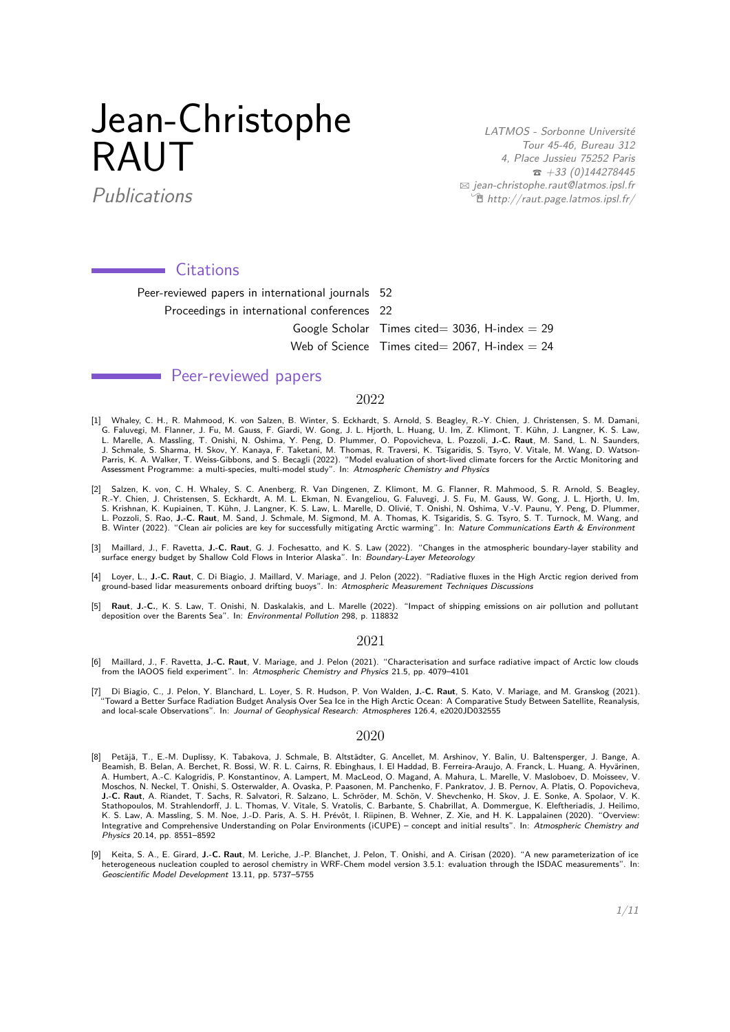# Jean-Christophe RAUT

*Publications*

*LATMOS - Sorbonne Université*
*Tour 45-46, Bureau 312*
*4, Place Jussieu 75252 Paris*
*☎ +33 (0)144278445*
*✉ jean-christophe.raut@latmos.ipsl.fr*
*http://raut.page.latmos.ipsl.fr/*

## Citations

| | |
|---|---|
| Peer-reviewed papers in international journals | 52 |
| Proceedings in international conferences | 22 |
| Google Scholar | Times cited= 3036, H-index = 29 |
| Web of Science | Times cited= 2067, H-index = 24 |

## Peer-reviewed papers

### 2022

[1] Whaley, C. H., R. Mahmood, K. von Salzen, B. Winter, S. Eckhardt, S. Arnold, S. Beagley, R.-Y. Chien, J. Christensen, S. M. Damani, G. Faluvegi, M. Flanner, J. Fu, M. Gauss, F. Giardi, W. Gong, J. L. Hjorth, L. Huang, U. Im, Z. Klimont, T. Kühn, J. Langner, K. S. Law, L. Marelle, A. Massling, T. Onishi, N. Oshima, Y. Peng, D. Plummer, O. Popovicheva, L. Pozzoli, **J.-C. Raut**, M. Sand, L. N. Saunders, J. Schmale, S. Sharma, H. Skov, Y. Kanaya, F. Taketani, M. Thomas, R. Traversi, K. Tsigaridis, S. Tsyro, V. Vitale, M. Wang, D. Watson-Parris, K. A. Walker, T. Weiss-Gibbons, and S. Becagli (2022). "Model evaluation of short-lived climate forcers for the Arctic Monitoring and Assessment Programme: a multi-species, multi-model study". In: *Atmospheric Chemistry and Physics*

[2] Salzen, K. von, C. H. Whaley, S. C. Anenberg, R. Van Dingenen, Z. Klimont, M. G. Flanner, R. Mahmood, S. R. Arnold, S. Beagley, R.-Y. Chien, J. Christensen, S. Eckhardt, A. M. L. Ekman, N. Evangeliou, G. Faluvegi, J. S. Fu, M. Gauss, W. Gong, J. L. Hjorth, U. Im, S. Krishnan, K. Kupiainen, T. Kühn, J. Langner, K. S. Law, L. Marelle, D. Olivié, T. Onishi, N. Oshima, V.-V. Paunu, Y. Peng, D. Plummer, L. Pozzoli, S. Rao, **J.-C. Raut**, M. Sand, J. Schmale, M. Sigmond, M. A. Thomas, K. Tsigaridis, S. G. Tsyro, S. T. Turnock, M. Wang, and B. Winter (2022). "Clean air policies are key for successfully mitigating Arctic warming". In: *Nature Communications Earth & Environment*

[3] Maillard, J., F. Ravetta, **J.-C. Raut**, G. J. Fochesatto, and K. S. Law (2022). "Changes in the atmospheric boundary-layer stability and surface energy budget by Shallow Cold Flows in Interior Alaska". In: *Boundary-Layer Meteorology*

[4] Loyer, L., **J.-C. Raut**, C. Di Biagio, J. Maillard, V. Mariage, and J. Pelon (2022). "Radiative fluxes in the High Arctic region derived from ground-based lidar measurements onboard drifting buoys". In: *Atmospheric Measurement Techniques Discussions*

[5] **Raut, J.-C.**, K. S. Law, T. Onishi, N. Daskalakis, and L. Marelle (2022). "Impact of shipping emissions on air pollution and pollutant deposition over the Barents Sea". In: *Environmental Pollution* 298, p. 118832

### 2021

[6] Maillard, J., F. Ravetta, **J.-C. Raut**, V. Mariage, and J. Pelon (2021). "Characterisation and surface radiative impact of Arctic low clouds from the IAOOS field experiment". In: *Atmospheric Chemistry and Physics* 21.5, pp. 4079–4101

[7] Di Biagio, C., J. Pelon, Y. Blanchard, L. Loyer, S. R. Hudson, P. Von Walden, **J.-C. Raut**, S. Kato, V. Mariage, and M. Granskog (2021). "Toward a Better Surface Radiation Budget Analysis Over Sea Ice in the High Arctic Ocean: A Comparative Study Between Satellite, Reanalysis, and local-scale Observations". In: *Journal of Geophysical Research: Atmospheres* 126.4, e2020JD032555

### 2020

[8] Petäjä, T., E.-M. Duplissy, K. Tabakova, J. Schmale, B. Altstädter, G. Ancellet, M. Arshinov, Y. Balin, U. Baltensperger, J. Bange, A. Beamish, B. Belan, A. Berchet, R. Bossi, W. R. L. Cairns, R. Ebinghaus, I. El Haddad, B. Ferreira-Araujo, A. Franck, L. Huang, A. Hyvärinen, A. Humbert, A.-C. Kalogridis, P. Konstantinov, A. Lampert, M. MacLeod, O. Magand, A. Mahura, L. Marelle, V. Masloboev, D. Moisseev, V. Moschos, N. Neckel, T. Onishi, S. Osterwalder, A. Ovaska, P. Paasonen, M. Panchenko, F. Pankratov, J. B. Pernov, A. Platis, O. Popovicheva, **J.-C. Raut**, A. Riandet, T. Sachs, R. Salvatori, R. Salzano, L. Schröder, M. Schön, V. Shevchenko, H. Skov, J. E. Sonke, A. Spolaor, V. K. Stathopoulos, M. Strahlendorff, J. L. Thomas, V. Vitale, S. Vratolis, C. Barbante, S. Chabrillat, A. Dommergue, K. Eleftheriadis, J. Heilimo, K. S. Law, A. Massling, S. M. Noe, J.-D. Paris, A. S. H. Prévôt, I. Riipinen, B. Wehner, Z. Xie, and H. K. Lappalainen (2020). "Overview: Integrative and Comprehensive Understanding on Polar Environments (iCUPE) – concept and initial results". In: *Atmospheric Chemistry and Physics* 20.14, pp. 8551–8592

[9] Keita, S. A., E. Girard, **J.-C. Raut**, M. Leriche, J.-P. Blanchet, J. Pelon, T. Onishi, and A. Cirisan (2020). "A new parameterization of ice heterogeneous nucleation coupled to aerosol chemistry in WRF-Chem model version 3.5.1: evaluation through the ISDAC measurements". In: *Geoscientific Model Development* 13.11, pp. 5737–5755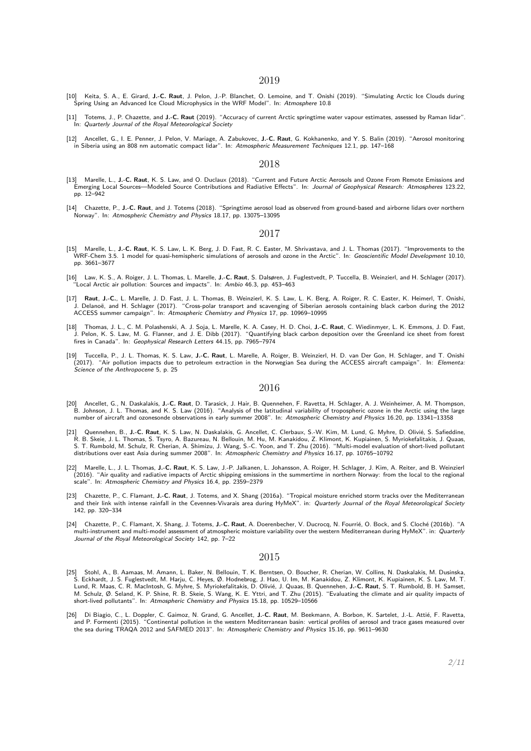## 2019

[10] Keita, S. A., E. Girard, **J.-C. Raut**, J. Pelon, J.-P. Blanchet, O. Lemoine, and T. Onishi (2019). "Simulating Arctic Ice Clouds during Spring Using an Advanced Ice Cloud Microphysics in the WRF Model". In: *Atmosphere* 10.8

[11] Totems, J., P. Chazette, and **J.-C. Raut** (2019). "Accuracy of current Arctic springtime water vapour estimates, assessed by Raman lidar". In: *Quarterly Journal of the Royal Meteorological Society*

[12] Ancellet, G., I. E. Penner, J. Pelon, V. Mariage, A. Zabukovec, **J.-C. Raut**, G. Kokhanenko, and Y. S. Balin (2019). "Aerosol monitoring in Siberia using an 808 nm automatic compact lidar". In: *Atmospheric Measurement Techniques* 12.1, pp. 147–168

## 2018

[13] Marelle, L., **J.-C. Raut**, K. S. Law, and O. Duclaux (2018). "Current and Future Arctic Aerosols and Ozone From Remote Emissions and Emerging Local Sources—Modeled Source Contributions and Radiative Effects". In: *Journal of Geophysical Research: Atmospheres* 123.22, pp. 12–942

[14] Chazette, P., **J.-C. Raut**, and J. Totems (2018). "Springtime aerosol load as observed from ground-based and airborne lidars over northern Norway". In: *Atmospheric Chemistry and Physics* 18.17, pp. 13075–13095

## 2017

[15] Marelle, L., **J.-C. Raut**, K. S. Law, L. K. Berg, J. D. Fast, R. C. Easter, M. Shrivastava, and J. L. Thomas (2017). "Improvements to the WRF-Chem 3.5. 1 model for quasi-hemispheric simulations of aerosols and ozone in the Arctic". In: *Geoscientific Model Development* 10.10, pp. 3661–3677

[16] Law, K. S., A. Roiger, J. L. Thomas, L. Marelle, **J.-C. Raut**, S. Dalsøren, J. Fuglestvedt, P. Tuccella, B. Weinzierl, and H. Schlager (2017). "Local Arctic air pollution: Sources and impacts". In: *Ambio* 46.3, pp. 453–463

[17] **Raut**, **J.-C.**, L. Marelle, J. D. Fast, J. L. Thomas, B. Weinzierl, K. S. Law, L. K. Berg, A. Roiger, R. C. Easter, K. Heimerl, T. Onishi, J. Delanoë, and H. Schlager (2017). "Cross-polar transport and scavenging of Siberian aerosols containing black carbon during the 2012 ACCESS summer campaign". In: *Atmospheric Chemistry and Physics* 17, pp. 10969–10995

[18] Thomas, J. L., C. M. Polashenski, A. J. Soja, L. Marelle, K. A. Casey, H. D. Choi, **J.-C. Raut**, C. Wiedinmyer, L. K. Emmons, J. D. Fast, J. Pelon, K. S. Law, M. G. Flanner, and J. E. Dibb (2017). "Quantifying black carbon deposition over the Greenland ice sheet from forest fires in Canada". In: *Geophysical Research Letters* 44.15, pp. 7965–7974

[19] Tuccella, P., J. L. Thomas, K. S. Law, **J.-C. Raut**, L. Marelle, A. Roiger, B. Weinzierl, H. D. van Der Gon, H. Schlager, and T. Onishi (2017). "Air pollution impacts due to petroleum extraction in the Norwegian Sea during the ACCESS aircraft campaign". In: *Elementa: Science of the Anthropocene* 5, p. 25

## 2016

[20] Ancellet, G., N. Daskalakis, **J.-C. Raut**, D. Tarasick, J. Hair, B. Quennehen, F. Ravetta, H. Schlager, A. J. Weinheimer, A. M. Thompson, B. Johnson, J. L. Thomas, and K. S. Law (2016). "Analysis of the latitudinal variability of tropospheric ozone in the Arctic using the large number of aircraft and ozonesonde observations in early summer 2008". In: *Atmospheric Chemistry and Physics* 16.20, pp. 13341–13358

[21] Quennehen, B., **J.-C. Raut**, K. S. Law, N. Daskalakis, G. Ancellet, C. Clerbaux, S.-W. Kim, M. Lund, G. Myhre, D. Olivié, S. Safieddine, R. B. Skeie, J. L. Thomas, S. Tsyro, A. Bazureau, N. Bellouin, M. Hu, M. Kanakidou, Z. Klimont, K. Kupiainen, S. Myriokefalitakis, J. Quaas, S. T. Rumbold, M. Schulz, R. Cherian, A. Shimizu, J. Wang, S.-C. Yoon, and T. Zhu (2016). "Multi-model evaluation of short-lived pollutant distributions over east Asia during summer 2008". In: *Atmospheric Chemistry and Physics* 16.17, pp. 10765–10792

[22] Marelle, L., J. L. Thomas, **J.-C. Raut**, K. S. Law, J.-P. Jalkanen, L. Johansson, A. Roiger, H. Schlager, J. Kim, A. Reiter, and B. Weinzierl (2016). "Air quality and radiative impacts of Arctic shipping emissions in the summertime in northern Norway: from the local to the regional scale". In: *Atmospheric Chemistry and Physics* 16.4, pp. 2359–2379

[23] Chazette, P., C. Flamant, **J.-C. Raut**, J. Totems, and X. Shang (2016a). "Tropical moisture enriched storm tracks over the Mediterranean and their link with intense rainfall in the Cevennes-Vivarais area during HyMeX". in: *Quarterly Journal of the Royal Meteorological Society* 142, pp. 320–334

[24] Chazette, P., C. Flamant, X. Shang, J. Totems, **J.-C. Raut**, A. Doerenbecher, V. Ducrocq, N. Fourrié, O. Bock, and S. Cloché (2016b). "A multi-instrument and multi-model assessment of atmospheric moisture variability over the western Mediterranean during HyMeX". in: *Quarterly Journal of the Royal Meteorological Society* 142, pp. 7–22

## 2015

[25] Stohl, A., B. Aamaas, M. Amann, L. Baker, N. Bellouin, T. K. Berntsen, O. Boucher, R. Cherian, W. Collins, N. Daskalakis, M. Dusinska, S. Eckhardt, J. S. Fuglestvedt, M. Harju, C. Heyes, Ø. Hodnebrog, J. Hao, U. Im, M. Kanakidou, Z. Klimont, K. Kupiainen, K. S. Law, M. T. Lund, R. Maas, C. R. MacIntosh, G. Myhre, S. Myriokefalitakis, D. Olivié, J. Quaas, B. Quennehen, **J.-C. Raut**, S. T. Rumbold, B. H. Samset, M. Schulz, Ø. Seland, K. P. Shine, R. B. Skeie, S. Wang, K. E. Yttri, and T. Zhu (2015). "Evaluating the climate and air quality impacts of short-lived pollutants". In: *Atmospheric Chemistry and Physics* 15.18, pp. 10529–10566

[26] Di Biagio, C., L. Doppler, C. Gaimoz, N. Grand, G. Ancellet, **J.-C. Raut**, M. Beekmann, A. Borbon, K. Sartelet, J.-L. Attié, F. Ravetta, and P. Formenti (2015). "Continental pollution in the western Mediterranean basin: vertical profiles of aerosol and trace gases measured over the sea during TRAQA 2012 and SAFMED 2013". In: *Atmospheric Chemistry and Physics* 15.16, pp. 9611–9630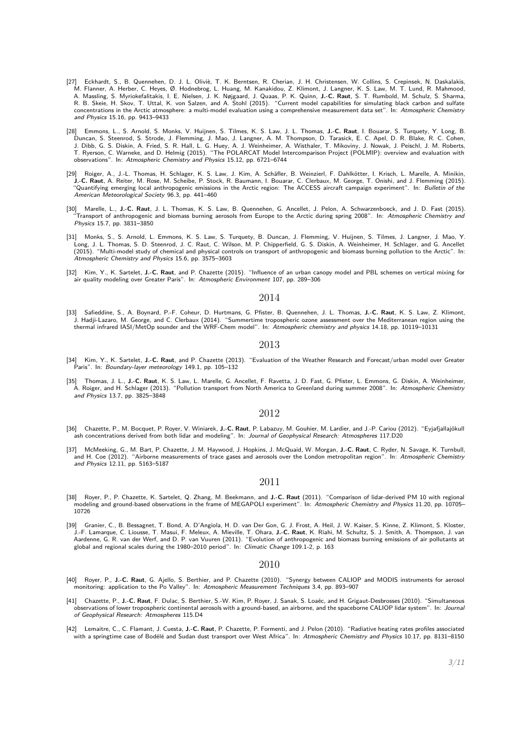[27] Eckhardt, S., B. Quennehen, D. J. L. Olivié, T. K. Berntsen, R. Cherian, J. H. Christensen, W. Collins, S. Crepinsek, N. Daskalakis, M. Flanner, A. Herber, C. Heyes, Ø. Hodnebrog, L. Huang, M. Kanakidou, Z. Klimont, J. Langner, K. S. Law, M. T. Lund, R. Mahmood, A. Massling, S. Myriokefalitakis, I. E. Nielsen, J. K. Nøjgaard, J. Quaas, P. K. Quinn, **J.-C. Raut**, S. T. Rumbold, M. Schulz, S. Sharma, R. B. Skeie, H. Skov, T. Uttal, K. von Salzen, and A. Stohl (2015). "Current model capabilities for simulating black carbon and sulfate concentrations in the Arctic atmosphere: a multi-model evaluation using a comprehensive measurement data set". In: *Atmospheric Chemistry and Physics* 15.16, pp. 9413–9433

[28] Emmons, L., S. Arnold, S. Monks, V. Huijnen, S. Tilmes, K. S. Law, J. L. Thomas, **J.-C. Raut**, I. Bouarar, S. Turquety, Y. Long, B. Duncan, S. Steenrod, S. Strode, J. Flemming, J. Mao, J. Langner, A. M. Thompson, D. Tarasick, E. C. Apel, D. R. Blake, R. C. Cohen, J. Dibb, G. S. Diskin, A. Fried, S. R. Hall, L. G. Huey, A. J. Weinheimer, A. Wisthaler, T. Mikoviny, J. Nowak, J. Peischl, J. M. Roberts, T. Ryerson, C. Warneke, and D. Helmig (2015). "The POLARCAT Model Intercomparison Project (POLMIP): overview and evaluation with observations". In: *Atmospheric Chemistry and Physics* 15.12, pp. 6721–6744

[29] Roiger, A., J.-L. Thomas, H. Schlager, K. S. Law, J. Kim, A. Schäfler, B. Weinzierl, F. Dahlkötter, I. Krisch, L. Marelle, A. Minikin, **J.-C. Raut**, A. Reiter, M. Rose, M. Scheibe, P. Stock, R. Baumann, I. Bouarar, C. Clerbaux, M. George, T. Onishi, and J. Flemming (2015). "Quantifying emerging local anthropogenic emissions in the Arctic region: The ACCESS aircraft campaign experiment". In: *Bulletin of the American Meteorological Society* 96.3, pp. 441–460

[30] Marelle, L., **J.-C. Raut**, J. L. Thomas, K. S. Law, B. Quennehen, G. Ancellet, J. Pelon, A. Schwarzenboeck, and J. D. Fast (2015). "Transport of anthropogenic and biomass burning aerosols from Europe to the Arctic during spring 2008". In: *Atmospheric Chemistry and Physics* 15.7, pp. 3831–3850

[31] Monks, S., S. Arnold, L. Emmons, K. S. Law, S. Turquety, B. Duncan, J. Flemming, V. Huijnen, S. Tilmes, J. Langner, J. Mao, Y. Long, J. L. Thomas, S. D. Steenrod, J. C. Raut, C. Wilson, M. P. Chipperfield, G. S. Diskin, A. Weinheimer, H. Schlager, and G. Ancellet (2015). "Multi-model study of chemical and physical controls on transport of anthropogenic and biomass burning pollution to the Arctic". In: *Atmospheric Chemistry and Physics* 15.6, pp. 3575–3603

[32] Kim, Y., K. Sartelet, **J.-C. Raut**, and P. Chazette (2015). "Influence of an urban canopy model and PBL schemes on vertical mixing for air quality modeling over Greater Paris". In: *Atmospheric Environment* 107, pp. 289–306

## 2014

[33] Safieddine, S., A. Boynard, P.-F. Coheur, D. Hurtmans, G. Pfister, B. Quennehen, J. L. Thomas, **J.-C. Raut**, K. S. Law, Z. Klimont, J. Hadji-Lazaro, M. George, and C. Clerbaux (2014). "Summertime tropospheric ozone assessment over the Mediterranean region using the thermal infrared IASI/MetOp sounder and the WRF-Chem model". In: *Atmospheric chemistry and physics* 14.18, pp. 10119–10131

## 2013

[34] Kim, Y., K. Sartelet, **J.-C. Raut**, and P. Chazette (2013). "Evaluation of the Weather Research and Forecast/urban model over Greater Paris". In: *Boundary-layer meteorology* 149.1, pp. 105–132

[35] Thomas, J. L., **J.-C. Raut**, K. S. Law, L. Marelle, G. Ancellet, F. Ravetta, J. D. Fast, G. Pfister, L. Emmons, G. Diskin, A. Weinheimer, A. Roiger, and H. Schlager (2013). "Pollution transport from North America to Greenland during summer 2008". In: *Atmospheric Chemistry and Physics* 13.7, pp. 3825–3848

## 2012

[36] Chazette, P., M. Bocquet, P. Royer, V. Winiarek, **J.-C. Raut**, P. Labazuy, M. Gouhier, M. Lardier, and J.-P. Cariou (2012). "Eyjafjallajökull ash concentrations derived from both lidar and modeling". In: *Journal of Geophysical Research: Atmospheres* 117.D20

[37] McMeeking, G., M. Bart, P. Chazette, J. M. Haywood, J. Hopkins, J. McQuaid, W. Morgan, **J.-C. Raut**, C. Ryder, N. Savage, K. Turnbull, and H. Coe (2012). "Airborne measurements of trace gases and aerosols over the London metropolitan region". In: *Atmospheric Chemistry and Physics* 12.11, pp. 5163–5187

## 2011

[38] Royer, P., P. Chazette, K. Sartelet, Q. Zhang, M. Beekmann, and **J.-C. Raut** (2011). "Comparison of lidar-derived PM 10 with regional modeling and ground-based observations in the frame of MEGAPOLI experiment". In: *Atmospheric Chemistry and Physics* 11.20, pp. 10705–10726

[39] Granier, C., B. Bessagnet, T. Bond, A. D'Angiola, H. D. van Der Gon, G. J. Frost, A. Heil, J. W. Kaiser, S. Kinne, Z. Klimont, S. Kloster, J.-F. Lamarque, C. Liousse, T. Masui, F. Meleux, A. Mieville, T. Ohara, **J.-C. Raut**, K. Riahi, M. Schultz, S. J. Smith, A. Thompson, J. van Aardenne, G. R. van der Werf, and D. P. van Vuuren (2011). "Evolution of anthropogenic and biomass burning emissions of air pollutants at global and regional scales during the 1980–2010 period". In: *Climatic Change* 109.1-2, p. 163

## 2010

[40] Royer, P., **J.-C. Raut**, G. Ajello, S. Berthier, and P. Chazette (2010). "Synergy between CALIOP and MODIS instruments for aerosol monitoring: application to the Po Valley". In: *Atmospheric Measurement Techniques* 3.4, pp. 893–907

[41] Chazette, P., **J.-C. Raut**, F. Dulac, S. Berthier, S.-W. Kim, P. Royer, J. Sanak, S. Loaëc, and H. Grigaut-Desbrosses (2010). "Simultaneous observations of lower tropospheric continental aerosols with a ground-based, an airborne, and the spaceborne CALIOP lidar system". In: *Journal of Geophysical Research: Atmospheres* 115.D4

[42] Lemaitre, C., C. Flamant, J. Cuesta, **J.-C. Raut**, P. Chazette, P. Formenti, and J. Pelon (2010). "Radiative heating rates profiles associated with a springtime case of Bodélé and Sudan dust transport over West Africa". In: *Atmospheric Chemistry and Physics* 10.17, pp. 8131–8150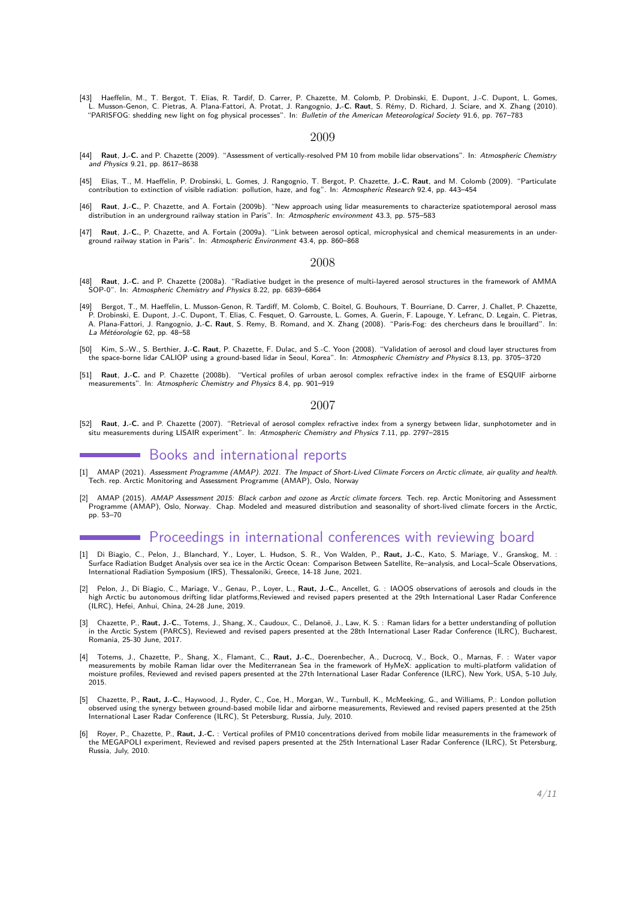[43] Haeffelin, M., T. Bergot, T. Elias, R. Tardif, D. Carrer, P. Chazette, M. Colomb, P. Drobinski, E. Dupont, J.-C. Dupont, L. Gomes, L. Musson-Genon, C. Pietras, A. Plana-Fattori, A. Protat, J. Rangognio, **J.-C. Raut**, S. Rémy, D. Richard, J. Sciare, and X. Zhang (2010). "PARISFOG: shedding new light on fog physical processes". In: *Bulletin of the American Meteorological Society* 91.6, pp. 767–783

### 2009

[44] **Raut**, **J.-C.** and P. Chazette (2009). "Assessment of vertically-resolved PM 10 from mobile lidar observations". In: *Atmospheric Chemistry and Physics* 9.21, pp. 8617–8638

[45] Elias, T., M. Haeffelin, P. Drobinski, L. Gomes, J. Rangognio, T. Bergot, P. Chazette, **J.-C. Raut**, and M. Colomb (2009). "Particulate contribution to extinction of visible radiation: pollution, haze, and fog". In: *Atmospheric Research* 92.4, pp. 443–454

[46] **Raut**, **J.-C.**, P. Chazette, and A. Fortain (2009b). "New approach using lidar measurements to characterize spatiotemporal aerosol mass distribution in an underground railway station in Paris". In: *Atmospheric environment* 43.3, pp. 575–583

[47] **Raut**, **J.-C.**, P. Chazette, and A. Fortain (2009a). "Link between aerosol optical, microphysical and chemical measurements in an underground railway station in Paris". In: *Atmospheric Environment* 43.4, pp. 860–868

### 2008

[48] **Raut**, **J.-C.** and P. Chazette (2008a). "Radiative budget in the presence of multi-layered aerosol structures in the framework of AMMA SOP-0". In: *Atmospheric Chemistry and Physics* 8.22, pp. 6839–6864

[49] Bergot, T., M. Haeffelin, L. Musson-Genon, R. Tardiff, M. Colomb, C. Boitel, G. Bouhours, T. Bourriane, D. Carrer, J. Challet, P. Chazette, P. Drobinski, E. Dupont, J.-C. Dupont, T. Elias, C. Fesquet, O. Garrouste, L. Gomes, A. Guerin, F. Lapouge, Y. Lefranc, D. Legain, C. Pietras, A. Plana-Fattori, J. Rangognio, **J.-C. Raut**, S. Remy, B. Romand, and X. Zhang (2008). "Paris-Fog: des chercheurs dans le brouillard". In: *La Météorologie* 62, pp. 48–58

[50] Kim, S.-W., S. Berthier, **J.-C. Raut**, P. Chazette, F. Dulac, and S.-C. Yoon (2008). "Validation of aerosol and cloud layer structures from the space-borne lidar CALIOP using a ground-based lidar in Seoul, Korea". In: *Atmospheric Chemistry and Physics* 8.13, pp. 3705–3720

[51] **Raut**, **J.-C.** and P. Chazette (2008b). "Vertical profiles of urban aerosol complex refractive index in the frame of ESQUIF airborne measurements". In: *Atmospheric Chemistry and Physics* 8.4, pp. 901–919

### 2007

[52] **Raut**, **J.-C.** and P. Chazette (2007). "Retrieval of aerosol complex refractive index from a synergy between lidar, sunphotometer and in situ measurements during LISAIR experiment". In: *Atmospheric Chemistry and Physics* 7.11, pp. 2797–2815

## Books and international reports

[1] AMAP (2021). *Assessment Programme (AMAP). 2021. The Impact of Short-Lived Climate Forcers on Arctic climate, air quality and health.* Tech. rep. Arctic Monitoring and Assessment Programme (AMAP), Oslo, Norway

[2] AMAP (2015). *AMAP Assessment 2015: Black carbon and ozone as Arctic climate forcers.* Tech. rep. Arctic Monitoring and Assessment Programme (AMAP), Oslo, Norway. Chap. Modeled and measured distribution and seasonality of short-lived climate forcers in the Arctic, pp. 53–70

## Proceedings in international conferences with reviewing board

[1] Di Biagio, C., Pelon, J., Blanchard, Y., Loyer, L. Hudson, S. R., Von Walden, P., **Raut, J.-C.**, Kato, S. Mariage, V., Granskog, M. : Surface Radiation Budget Analysis over sea ice in the Arctic Ocean: Comparison Between Satellite, Re–analysis, and Local–Scale Observations, International Radiation Symposium (IRS), Thessaloniki, Greece, 14-18 June, 2021.

[2] Pelon, J., Di Biagio, C., Mariage, V., Genau, P., Loyer, L., **Raut, J.-C.**, Ancellet, G. : IAOOS observations of aerosols and clouds in the high Arctic bu autonomous drifting lidar platforms,Reviewed and revised papers presented at the 29th International Laser Radar Conference (ILRC), Hefei, Anhui, China, 24-28 June, 2019.

[3] Chazette, P., **Raut, J.-C.**, Totems, J., Shang, X., Caudoux, C., Delanoë, J., Law, K. S. : Raman lidars for a better understanding of pollution in the Arctic System (PARCS), Reviewed and revised papers presented at the 28th International Laser Radar Conference (ILRC), Bucharest, Romania, 25-30 June, 2017.

[4] Totems, J., Chazette, P., Shang, X., Flamant, C., **Raut, J.-C.**, Doerenbecher, A., Ducrocq, V., Bock, O., Marnas, F. : Water vapor measurements by mobile Raman lidar over the Mediterranean Sea in the framework of HyMeX: application to multi-platform validation of moisture profiles, Reviewed and revised papers presented at the 27th International Laser Radar Conference (ILRC), New York, USA, 5-10 July, 2015.

[5] Chazette, P., **Raut, J.-C.**, Haywood, J., Ryder, C., Coe, H., Morgan, W., Turnbull, K., McMeeking, G., and Williams, P.: London pollution observed using the synergy between ground-based mobile lidar and airborne measurements, Reviewed and revised papers presented at the 25th International Laser Radar Conference (ILRC), St Petersburg, Russia, July, 2010.

[6] Royer, P., Chazette, P., **Raut, J.-C.** : Vertical profiles of PM10 concentrations derived from mobile lidar measurements in the framework of the MEGAPOLI experiment, Reviewed and revised papers presented at the 25th International Laser Radar Conference (ILRC), St Petersburg, Russia, July, 2010.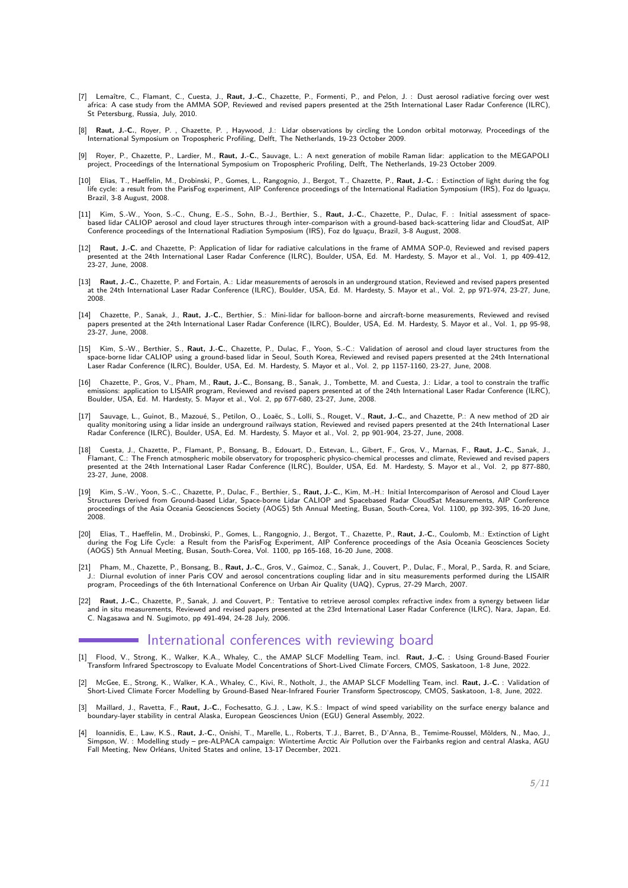[7] Lemaître, C., Flamant, C., Cuesta, J., **Raut, J.-C.**, Chazette, P., Formenti, P., and Pelon, J. : Dust aerosol radiative forcing over west africa: A case study from the AMMA SOP, Reviewed and revised papers presented at the 25th International Laser Radar Conference (ILRC), St Petersburg, Russia, July, 2010.

[8] **Raut, J.-C.**, Royer, P. , Chazette, P. , Haywood, J.: Lidar observations by circling the London orbital motorway, Proceedings of the International Symposium on Tropospheric Profiling, Delft, The Netherlands, 19-23 October 2009.

[9] Royer, P., Chazette, P., Lardier, M., **Raut, J.-C.**, Sauvage, L.: A next generation of mobile Raman lidar: application to the MEGAPOLI project, Proceedings of the International Symposium on Tropospheric Profiling, Delft, The Netherlands, 19-23 October 2009.

[10] Elias, T., Haeffelin, M., Drobinski, P., Gomes, L., Rangognio, J., Bergot, T., Chazette, P., **Raut, J.-C.** : Extinction of light during the fog life cycle: a result from the ParisFog experiment, AIP Conference proceedings of the International Radiation Symposium (IRS), Foz do Iguaçu, Brazil, 3-8 August, 2008.

[11] Kim, S.-W., Yoon, S.-C., Chung, E.-S., Sohn, B.-J., Berthier, S., **Raut, J.-C.**, Chazette, P., Dulac, F. : Initial assessment of space-based lidar CALIOP aerosol and cloud layer structures through inter-comparison with a ground-based back-scattering lidar and CloudSat, AIP Conference proceedings of the International Radiation Symposium (IRS), Foz do Iguaçu, Brazil, 3-8 August, 2008.

[12] **Raut, J.-C.** and Chazette, P: Application of lidar for radiative calculations in the frame of AMMA SOP-0, Reviewed and revised papers presented at the 24th International Laser Radar Conference (ILRC), Boulder, USA, Ed. M. Hardesty, S. Mayor et al., Vol. 1, pp 409-412, 23-27, June, 2008.

[13] **Raut, J.-C.**, Chazette, P. and Fortain, A.: Lidar measurements of aerosols in an underground station, Reviewed and revised papers presented at the 24th International Laser Radar Conference (ILRC), Boulder, USA, Ed. M. Hardesty, S. Mayor et al., Vol. 2, pp 971-974, 23-27, June, 2008.

[14] Chazette, P., Sanak, J., **Raut, J.-C.**, Berthier, S.: Mini-lidar for balloon-borne and aircraft-borne measurements, Reviewed and revised papers presented at the 24th International Laser Radar Conference (ILRC), Boulder, USA, Ed. M. Hardesty, S. Mayor et al., Vol. 1, pp 95-98, 23-27, June, 2008.

[15] Kim, S.-W., Berthier, S., **Raut, J.-C.**, Chazette, P., Dulac, F., Yoon, S.-C.: Validation of aerosol and cloud layer structures from the space-borne lidar CALIOP using a ground-based lidar in Seoul, South Korea, Reviewed and revised papers presented at the 24th International Laser Radar Conference (ILRC), Boulder, USA, Ed. M. Hardesty, S. Mayor et al., Vol. 2, pp 1157-1160, 23-27, June, 2008.

[16] Chazette, P., Gros, V., Pham, M., **Raut, J.-C.**, Bonsang, B., Sanak, J., Tombette, M. and Cuesta, J.: Lidar, a tool to constrain the traffic emissions: application to LISAIR program, Reviewed and revised papers presented at of the 24th International Laser Radar Conference (ILRC), Boulder, USA, Ed. M. Hardesty, S. Mayor et al., Vol. 2, pp 677-680, 23-27, June, 2008.

[17] Sauvage, L., Guinot, B., Mazoué, S., Petilon, O., Loaëc, S., Lolli, S., Rouget, V., **Raut, J.-C.**, and Chazette, P.: A new method of 2D air quality monitoring using a lidar inside an underground railways station, Reviewed and revised papers presented at the 24th International Laser Radar Conference (ILRC), Boulder, USA, Ed. M. Hardesty, S. Mayor et al., Vol. 2, pp 901-904, 23-27, June, 2008.

[18] Cuesta, J., Chazette, P., Flamant, P., Bonsang, B., Edouart, D., Estevan, L., Gibert, F., Gros, V., Marnas, F., **Raut, J.-C.**, Sanak, J., Flamant, C.: The French atmospheric mobile observatory for tropospheric physico-chemical processes and climate, Reviewed and revised papers presented at the 24th International Laser Radar Conference (ILRC), Boulder, USA, Ed. M. Hardesty, S. Mayor et al., Vol. 2, pp 877-880, 23-27, June, 2008.

[19] Kim, S.-W., Yoon, S.-C., Chazette, P., Dulac, F., Berthier, S., **Raut, J.-C.**, Kim, M.-H.: Initial Intercomparison of Aerosol and Cloud Layer Structures Derived from Ground-based Lidar, Space-borne Lidar CALIOP and Spacebased Radar CloudSat Measurements, AIP Conference proceedings of the Asia Oceania Geosciences Society (AOGS) 5th Annual Meeting, Busan, South-Corea, Vol. 1100, pp 392-395, 16-20 June, 2008.

[20] Elias, T., Haeffelin, M., Drobinski, P., Gomes, L., Rangognio, J., Bergot, T., Chazette, P., **Raut, J.-C.**, Coulomb, M.: Extinction of Light during the Fog Life Cycle: a Result from the ParisFog Experiment, AIP Conference proceedings of the Asia Oceania Geosciences Society (AOGS) 5th Annual Meeting, Busan, South-Corea, Vol. 1100, pp 165-168, 16-20 June, 2008.

[21] Pham, M., Chazette, P., Bonsang, B., **Raut, J.-C.**, Gros, V., Gaimoz, C., Sanak, J., Couvert, P., Dulac, F., Moral, P., Sarda, R. and Sciare, J.: Diurnal evolution of inner Paris COV and aerosol concentrations coupling lidar and in situ measurements performed during the LISAIR program, Proceedings of the 6th International Conference on Urban Air Quality (UAQ), Cyprus, 27-29 March, 2007.

[22] **Raut, J.-C.**, Chazette, P., Sanak, J. and Couvert, P.: Tentative to retrieve aerosol complex refractive index from a synergy between lidar and in situ measurements, Reviewed and revised papers presented at the 23rd International Laser Radar Conference (ILRC), Nara, Japan, Ed. C. Nagasawa and N. Sugimoto, pp 491-494, 24-28 July, 2006.

## International conferences with reviewing board

[1] Flood, V., Strong, K., Walker, K.A., Whaley, C., the AMAP SLCF Modelling Team, incl. **Raut, J.-C.** : Using Ground-Based Fourier Transform Infrared Spectroscopy to Evaluate Model Concentrations of Short-Lived Climate Forcers, CMOS, Saskatoon, 1-8 June, 2022.

[2] McGee, E., Strong, K., Walker, K.A., Whaley, C., Kivi, R., Notholt, J., the AMAP SLCF Modelling Team, incl. **Raut, J.-C.** : Validation of Short-Lived Climate Forcer Modelling by Ground-Based Near-Infrared Fourier Transform Spectroscopy, CMOS, Saskatoon, 1-8, June, 2022.

[3] Maillard, J., Ravetta, F., **Raut, J.-C.**, Fochesatto, G.J. , Law, K.S.: Impact of wind speed variability on the surface energy balance and boundary-layer stability in central Alaska, European Geosciences Union (EGU) General Assembly, 2022.

[4] Ioannidis, E., Law, K.S., **Raut, J.-C.**, Onishi, T., Marelle, L., Roberts, T.J., Barret, B., D'Anna, B., Temime-Roussel, Mölders, N., Mao, J., Simpson, W. : Modelling study – pre-ALPACA campaign: Wintertime Arctic Air Pollution over the Fairbanks region and central Alaska, AGU Fall Meeting, New Orléans, United States and online, 13-17 December, 2021.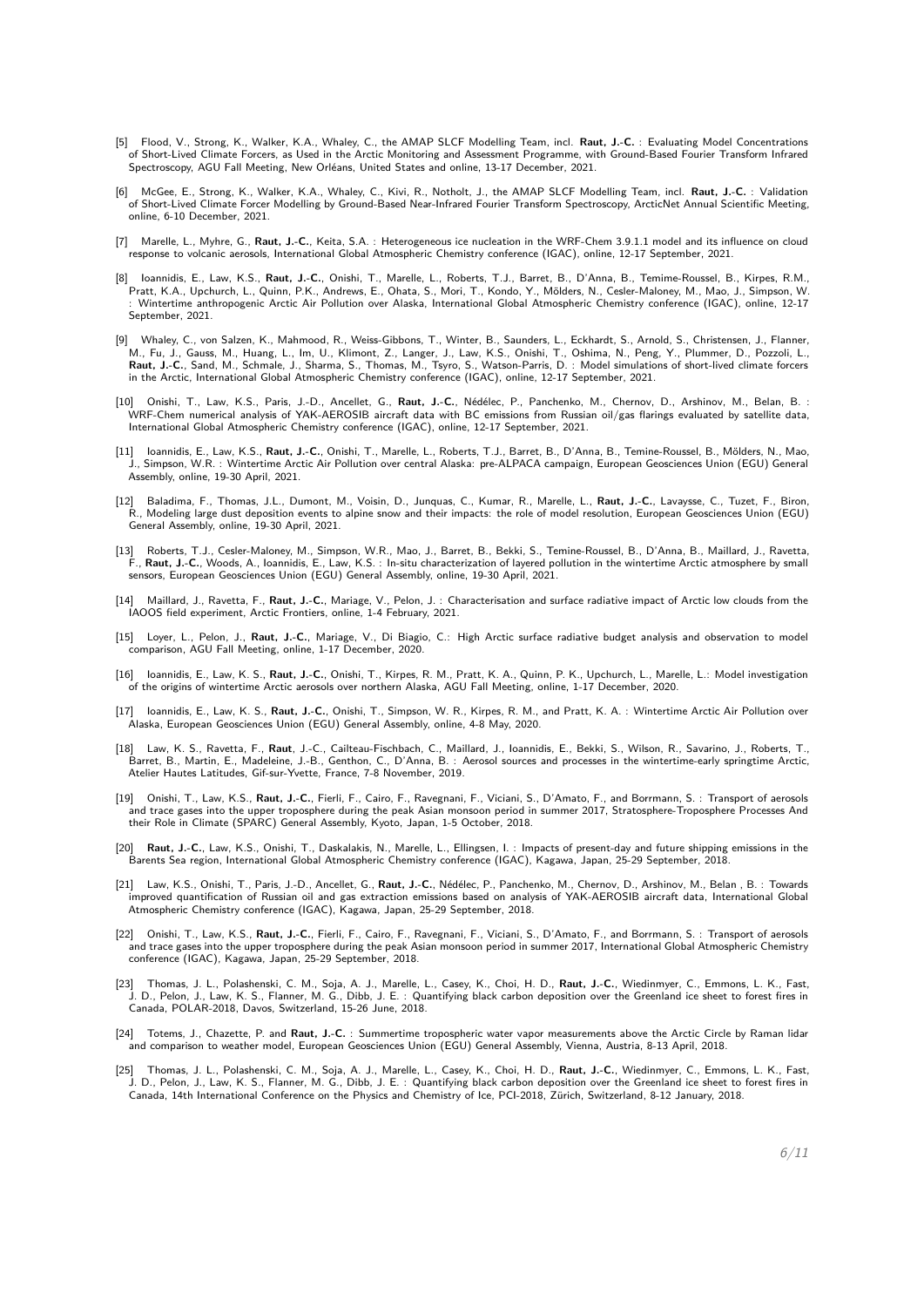[5] Flood, V., Strong, K., Walker, K.A., Whaley, C., the AMAP SLCF Modelling Team, incl. **Raut, J.-C.** : Evaluating Model Concentrations of Short-Lived Climate Forcers, as Used in the Arctic Monitoring and Assessment Programme, with Ground-Based Fourier Transform Infrared Spectroscopy, AGU Fall Meeting, New Orléans, United States and online, 13-17 December, 2021.

[6] McGee, E., Strong, K., Walker, K.A., Whaley, C., Kivi, R., Notholt, J., the AMAP SLCF Modelling Team, incl. **Raut, J.-C.** : Validation of Short-Lived Climate Forcer Modelling by Ground-Based Near-Infrared Fourier Transform Spectroscopy, ArcticNet Annual Scientific Meeting, online, 6-10 December, 2021.

[7] Marelle, L., Myhre, G., **Raut, J.-C.**, Keita, S.A. : Heterogeneous ice nucleation in the WRF-Chem 3.9.1.1 model and its influence on cloud response to volcanic aerosols, International Global Atmospheric Chemistry conference (IGAC), online, 12-17 September, 2021.

[8] Ioannidis, E., Law, K.S., **Raut, J.-C.**, Onishi, T., Marelle, L., Roberts, T.J., Barret, B., D'Anna, B., Temime-Roussel, B., Kirpes, R.M., Pratt, K.A., Upchurch, L., Quinn, P.K., Andrews, E., Ohata, S., Mori, T., Kondo, Y., Mölders, N., Cesler-Maloney, M., Mao, J., Simpson, W. : Wintertime anthropogenic Arctic Air Pollution over Alaska, International Global Atmospheric Chemistry conference (IGAC), online, 12-17 September, 2021.

[9] Whaley, C., von Salzen, K., Mahmood, R., Weiss-Gibbons, T., Winter, B., Saunders, L., Eckhardt, S., Arnold, S., Christensen, J., Flanner, M., Fu, J., Gauss, M., Huang, L., Im, U., Klimont, Z., Langer, J., Law, K.S., Onishi, T., Oshima, N., Peng, Y., Plummer, D., Pozzoli, L., **Raut, J.-C.**, Sand, M., Schmale, J., Sharma, S., Thomas, M., Tsyro, S., Watson-Parris, D. : Model simulations of short-lived climate forcers in the Arctic, International Global Atmospheric Chemistry conference (IGAC), online, 12-17 September, 2021.

[10] Onishi, T., Law, K.S., Paris, J.-D., Ancellet, G., **Raut, J.-C.**, Nédélec, P., Panchenko, M., Chernov, D., Arshinov, M., Belan, B. : WRF-Chem numerical analysis of YAK-AEROSIB aircraft data with BC emissions from Russian oil/gas flarings evaluated by satellite data, International Global Atmospheric Chemistry conference (IGAC), online, 12-17 September, 2021.

[11] Ioannidis, E., Law, K.S., **Raut, J.-C.**, Onishi, T., Marelle, L., Roberts, T.J., Barret, B., D'Anna, B., Temine-Roussel, B., Mölders, N., Mao, J., Simpson, W.R. : Wintertime Arctic Air Pollution over central Alaska: pre-ALPACA campaign, European Geosciences Union (EGU) General Assembly, online, 19-30 April, 2021.

[12] Baladima, F., Thomas, J.L., Dumont, M., Voisin, D., Junquas, C., Kumar, R., Marelle, L., **Raut, J.-C.**, Lavaysse, C., Tuzet, F., Biron, R., Modeling large dust deposition events to alpine snow and their impacts: the role of model resolution, European Geosciences Union (EGU) General Assembly, online, 19-30 April, 2021.

[13] Roberts, T.J., Cesler-Maloney, M., Simpson, W.R., Mao, J., Barret, B., Bekki, S., Temine-Roussel, B., D'Anna, B., Maillard, J., Ravetta, F., **Raut, J.-C.**, Woods, A., Ioannidis, E., Law, K.S. : In-situ characterization of layered pollution in the wintertime Arctic atmosphere by small sensors, European Geosciences Union (EGU) General Assembly, online, 19-30 April, 2021.

[14] Maillard, J., Ravetta, F., **Raut, J.-C.**, Mariage, V., Pelon, J. : Characterisation and surface radiative impact of Arctic low clouds from the IAOOS field experiment, Arctic Frontiers, online, 1-4 February, 2021.

[15] Loyer, L., Pelon, J., **Raut, J.-C.**, Mariage, V., Di Biagio, C.: High Arctic surface radiative budget analysis and observation to model comparison, AGU Fall Meeting, online, 1-17 December, 2020.

[16] Ioannidis, E., Law, K. S., **Raut, J.-C.**, Onishi, T., Kirpes, R. M., Pratt, K. A., Quinn, P. K., Upchurch, L., Marelle, L.: Model investigation of the origins of wintertime Arctic aerosols over northern Alaska, AGU Fall Meeting, online, 1-17 December, 2020.

[17] Ioannidis, E., Law, K. S., **Raut, J.-C.**, Onishi, T., Simpson, W. R., Kirpes, R. M., and Pratt, K. A. : Wintertime Arctic Air Pollution over Alaska, European Geosciences Union (EGU) General Assembly, online, 4-8 May, 2020.

[18] Law, K. S., Ravetta, F., **Raut**, J.-C., Cailteau-Fischbach, C., Maillard, J., Ioannidis, E., Bekki, S., Wilson, R., Savarino, J., Roberts, T., Barret, B., Martin, E., Madeleine, J.-B., Genthon, C., D'Anna, B. : Aerosol sources and processes in the wintertime-early springtime Arctic, Atelier Hautes Latitudes, Gif-sur-Yvette, France, 7-8 November, 2019.

[19] Onishi, T., Law, K.S., **Raut, J.-C.**, Fierli, F., Cairo, F., Ravegnani, F., Viciani, S., D'Amato, F., and Borrmann, S. : Transport of aerosols and trace gases into the upper troposphere during the peak Asian monsoon period in summer 2017, Stratosphere-Troposphere Processes And their Role in Climate (SPARC) General Assembly, Kyoto, Japan, 1-5 October, 2018.

[20] **Raut, J.-C.**, Law, K.S., Onishi, T., Daskalakis, N., Marelle, L., Ellingsen, I. : Impacts of present-day and future shipping emissions in the Barents Sea region, International Global Atmospheric Chemistry conference (IGAC), Kagawa, Japan, 25-29 September, 2018.

[21] Law, K.S., Onishi, T., Paris, J.-D., Ancellet, G., **Raut, J.-C.**, Nédélec, P., Panchenko, M., Chernov, D., Arshinov, M., Belan , B. : Towards improved quantification of Russian oil and gas extraction emissions based on analysis of YAK-AEROSIB aircraft data, International Global Atmospheric Chemistry conference (IGAC), Kagawa, Japan, 25-29 September, 2018.

[22] Onishi, T., Law, K.S., **Raut, J.-C.**, Fierli, F., Cairo, F., Ravegnani, F., Viciani, S., D'Amato, F., and Borrmann, S. : Transport of aerosols and trace gases into the upper troposphere during the peak Asian monsoon period in summer 2017, International Global Atmospheric Chemistry conference (IGAC), Kagawa, Japan, 25-29 September, 2018.

[23] Thomas, J. L., Polashenski, C. M., Soja, A. J., Marelle, L., Casey, K., Choi, H. D., **Raut, J.-C.**, Wiedinmyer, C., Emmons, L. K., Fast, J. D., Pelon, J., Law, K. S., Flanner, M. G., Dibb, J. E. : Quantifying black carbon deposition over the Greenland ice sheet to forest fires in Canada, POLAR-2018, Davos, Switzerland, 15-26 June, 2018.

[24] Totems, J., Chazette, P. and **Raut, J.-C.** : Summertime tropospheric water vapor measurements above the Arctic Circle by Raman lidar and comparison to weather model, European Geosciences Union (EGU) General Assembly, Vienna, Austria, 8-13 April, 2018.

[25] Thomas, J. L., Polashenski, C. M., Soja, A. J., Marelle, L., Casey, K., Choi, H. D., **Raut, J.-C.**, Wiedinmyer, C., Emmons, L. K., Fast, J. D., Pelon, J., Law, K. S., Flanner, M. G., Dibb, J. E. : Quantifying black carbon deposition over the Greenland ice sheet to forest fires in Canada, 14th International Conference on the Physics and Chemistry of Ice, PCI-2018, Zürich, Switzerland, 8-12 January, 2018.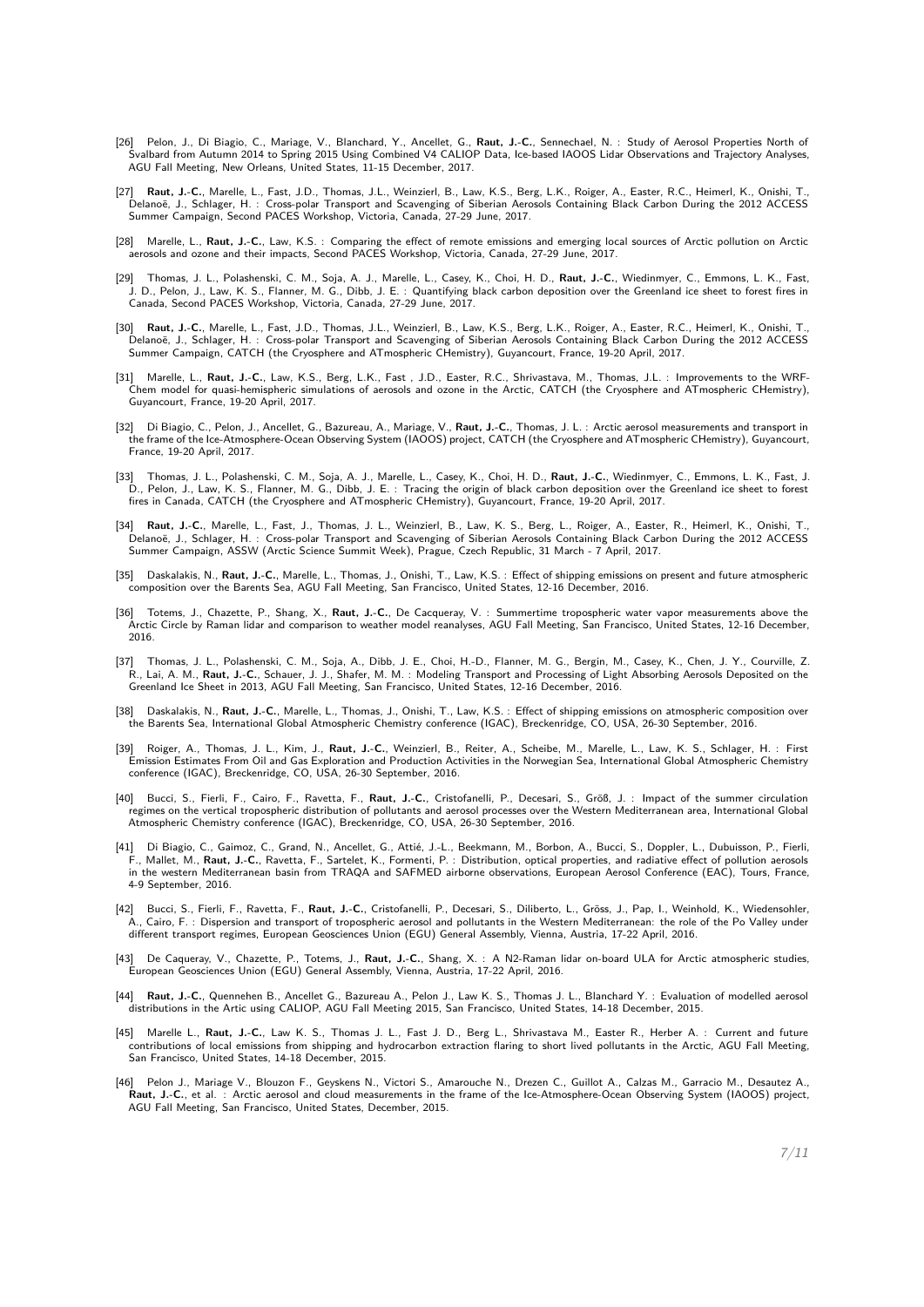[26] Pelon, J., Di Biagio, C., Mariage, V., Blanchard, Y., Ancellet, G., **Raut, J.-C.**, Sennechael, N. : Study of Aerosol Properties North of Svalbard from Autumn 2014 to Spring 2015 Using Combined V4 CALIOP Data, Ice-based IAOOS Lidar Observations and Trajectory Analyses, AGU Fall Meeting, New Orleans, United States, 11-15 December, 2017.

[27] **Raut, J.-C.**, Marelle, L., Fast, J.D., Thomas, J.L., Weinzierl, B., Law, K.S., Berg, L.K., Roiger, A., Easter, R.C., Heimerl, K., Onishi, T., Delanoë, J., Schlager, H. : Cross-polar Transport and Scavenging of Siberian Aerosols Containing Black Carbon During the 2012 ACCESS Summer Campaign, Second PACES Workshop, Victoria, Canada, 27-29 June, 2017.

[28] Marelle, L., **Raut, J.-C.**, Law, K.S. : Comparing the effect of remote emissions and emerging local sources of Arctic pollution on Arctic aerosols and ozone and their impacts, Second PACES Workshop, Victoria, Canada, 27-29 June, 2017.

[29] Thomas, J. L., Polashenski, C. M., Soja, A. J., Marelle, L., Casey, K., Choi, H. D., **Raut, J.-C.**, Wiedinmyer, C., Emmons, L. K., Fast, J. D., Pelon, J., Law, K. S., Flanner, M. G., Dibb, J. E. : Quantifying black carbon deposition over the Greenland ice sheet to forest fires in Canada, Second PACES Workshop, Victoria, Canada, 27-29 June, 2017.

[30] **Raut, J.-C.**, Marelle, L., Fast, J.D., Thomas, J.L., Weinzierl, B., Law, K.S., Berg, L.K., Roiger, A., Easter, R.C., Heimerl, K., Onishi, T., Delanoë, J., Schlager, H. : Cross-polar Transport and Scavenging of Siberian Aerosols Containing Black Carbon During the 2012 ACCESS Summer Campaign, CATCH (the Cryosphere and ATmospheric CHemistry), Guyancourt, France, 19-20 April, 2017.

[31] Marelle, L., **Raut, J.-C.**, Law, K.S., Berg, L.K., Fast , J.D., Easter, R.C., Shrivastava, M., Thomas, J.L.: Improvements to the WRF-Chem model for quasi-hemispheric simulations of aerosols and ozone in the Arctic, CATCH (the Cryosphere and ATmospheric CHemistry), Guyancourt, France, 19-20 April, 2017.

[32] Di Biagio, C., Pelon, J., Ancellet, G., Bazureau, A., Mariage, V., **Raut, J.-C.**, Thomas, J. L. : Arctic aerosol measurements and transport in the frame of the Ice-Atmosphere-Ocean Observing System (IAOOS) project, CATCH (the Cryosphere and ATmospheric CHemistry), Guyancourt, France, 19-20 April, 2017.

[33] Thomas, J. L., Polashenski, C. M., Soja, A. J., Marelle, L., Casey, K., Choi, H. D., **Raut, J.-C.**, Wiedinmyer, C., Emmons, L. K., Fast, J. D., Pelon, J., Law, K. S., Flanner, M. G., Dibb, J. E. : Tracing the origin of black carbon deposition over the Greenland ice sheet to forest fires in Canada, CATCH (the Cryosphere and ATmospheric CHemistry), Guyancourt, France, 19-20 April, 2017.

[34] **Raut, J.-C.**, Marelle, L., Fast, J., Thomas, J. L., Weinzierl, B., Law, K. S., Berg, L., Roiger, A., Easter, R., Heimerl, K., Onishi, T., Delanoë, J., Schlager, H. : Cross-polar Transport and Scavenging of Siberian Aerosols Containing Black Carbon During the 2012 ACCESS Summer Campaign, ASSW (Arctic Science Summit Week), Prague, Czech Republic, 31 March - 7 April, 2017.

[35] Daskalakis, N., **Raut, J.-C.**, Marelle, L., Thomas, J., Onishi, T., Law, K.S. : Effect of shipping emissions on present and future atmospheric composition over the Barents Sea, AGU Fall Meeting, San Francisco, United States, 12-16 December, 2016.

[36] Totems, J., Chazette, P., Shang, X., **Raut, J.-C.**, De Cacqueray, V. : Summertime tropospheric water vapor measurements above the Arctic Circle by Raman lidar and comparison to weather model reanalyses, AGU Fall Meeting, San Francisco, United States, 12-16 December, 2016.

[37] Thomas, J. L., Polashenski, C. M., Soja, A., Dibb, J. E., Choi, H.-D., Flanner, M. G., Bergin, M., Casey, K., Chen, J. Y., Courville, Z. R., Lai, A. M., **Raut, J.-C.**, Schauer, J. J., Shafer, M. M. : Modeling Transport and Processing of Light Absorbing Aerosols Deposited on the Greenland Ice Sheet in 2013, AGU Fall Meeting, San Francisco, United States, 12-16 December, 2016.

[38] Daskalakis, N., **Raut, J.-C.**, Marelle, L., Thomas, J., Onishi, T., Law, K.S. : Effect of shipping emissions on atmospheric composition over the Barents Sea, International Global Atmospheric Chemistry conference (IGAC), Breckenridge, CO, USA, 26-30 September, 2016.

[39] Roiger, A., Thomas, J. L., Kim, J., **Raut, J.-C.**, Weinzierl, B., Reiter, A., Scheibe, M., Marelle, L., Law, K. S., Schlager, H. : First Emission Estimates From Oil and Gas Exploration and Production Activities in the Norwegian Sea, International Global Atmospheric Chemistry conference (IGAC), Breckenridge, CO, USA, 26-30 September, 2016.

[40] Bucci, S., Fierli, F., Cairo, F., Ravetta, F., **Raut, J.-C.**, Cristofanelli, P., Decesari, S., Größ, J. : Impact of the summer circulation regimes on the vertical tropospheric distribution of pollutants and aerosol processes over the Western Mediterranean area, International Global Atmospheric Chemistry conference (IGAC), Breckenridge, CO, USA, 26-30 September, 2016.

[41] Di Biagio, C., Gaimoz, C., Grand, N., Ancellet, G., Attié, J.-L., Beekmann, M., Borbon, A., Bucci, S., Doppler, L., Dubuisson, P., Fierli, F., Mallet, M., **Raut, J.-C.**, Ravetta, F., Sartelet, K., Formenti, P. : Distribution, optical properties, and radiative effect of pollution aerosols in the western Mediterranean basin from TRAQA and SAFMED airborne observations, European Aerosol Conference (EAC), Tours, France, 4-9 September, 2016.

[42] Bucci, S., Fierli, F., Ravetta, F., **Raut, J.-C.**, Cristofanelli, P., Decesari, S., Diliberto, L., Gröss, J., Pap, I., Weinhold, K., Wiedensohler, A., Cairo, F. : Dispersion and transport of tropospheric aerosol and pollutants in the Western Mediterranean: the role of the Po Valley under different transport regimes, European Geosciences Union (EGU) General Assembly, Vienna, Austria, 17-22 April, 2016.

[43] De Caqueray, V., Chazette, P., Totems, J., **Raut, J.-C.**, Shang, X. : A N2-Raman lidar on-board ULA for Arctic atmospheric studies, European Geosciences Union (EGU) General Assembly, Vienna, Austria, 17-22 April, 2016.

[44] **Raut, J.-C.**, Quennehen B., Ancellet G., Bazureau A., Pelon J., Law K. S., Thomas J. L., Blanchard Y. : Evaluation of modelled aerosol distributions in the Artic using CALIOP, AGU Fall Meeting 2015, San Francisco, United States, 14-18 December, 2015.

[45] Marelle L., **Raut, J.-C.**, Law K. S., Thomas J. L., Fast J. D., Berg L. K., Shrivastava M., Easter R., Herber A. : Current and future contributions of local emissions from shipping and hydrocarbon extraction flaring to short lived pollutants in the Arctic, AGU Fall Meeting, San Francisco, United States, 14-18 December, 2015.

[46] Pelon J., Mariage V., Blouzon F., Geyskens N., Victori S., Amarouche N., Drezen C., Guillot A., Calzas M., Garracio M., Desautez A., **Raut, J.-C.**, et al. : Arctic aerosol and cloud measurements in the frame of the Ice-Atmosphere-Ocean Observing System (IAOOS) project, AGU Fall Meeting, San Francisco, United States, December, 2015.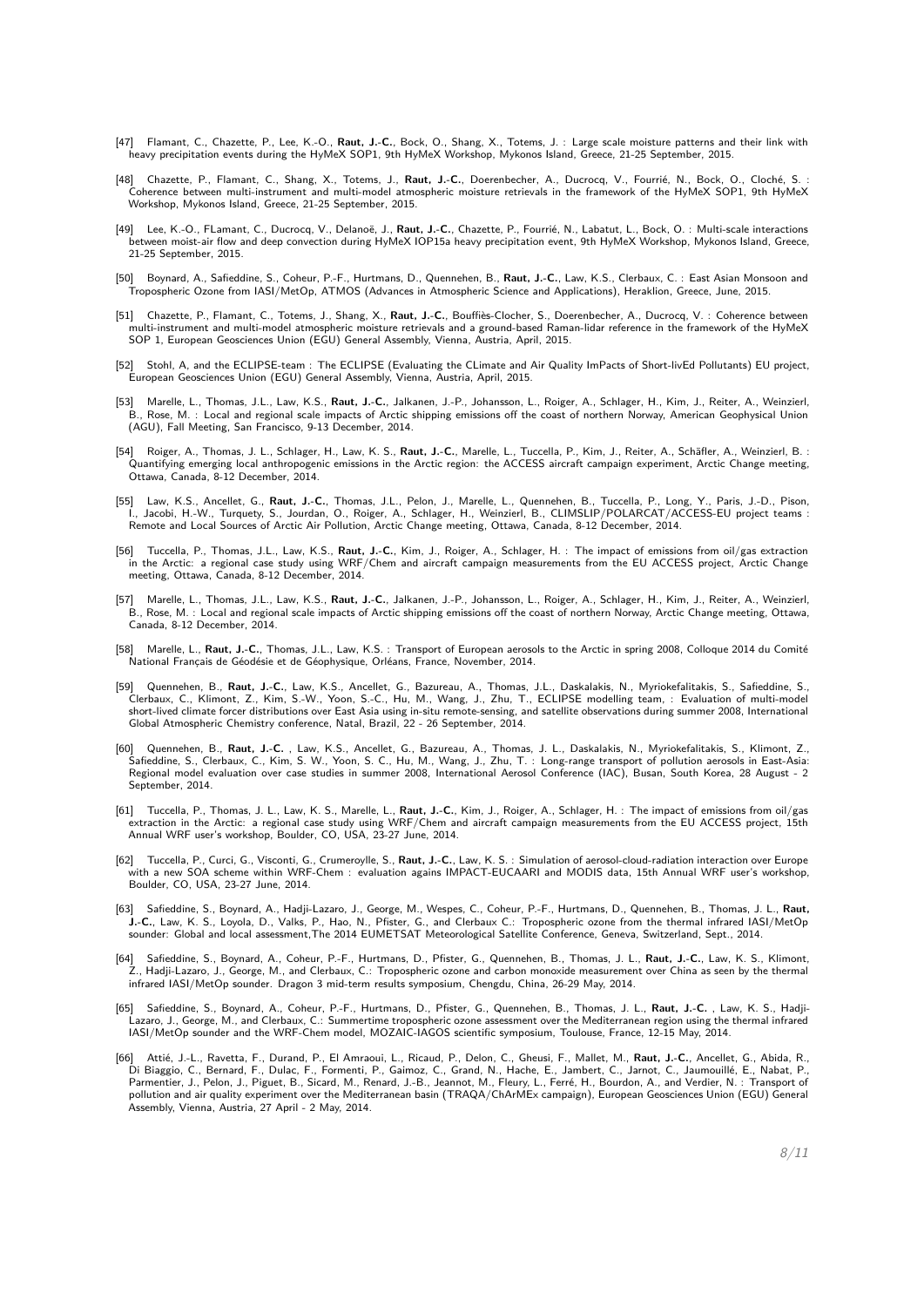[47] Flamant, C., Chazette, P., Lee, K.-O., **Raut, J.-C.**, Bock, O., Shang, X., Totems, J. : Large scale moisture patterns and their link with heavy precipitation events during the HyMeX SOP1, 9th HyMeX Workshop, Mykonos Island, Greece, 21-25 September, 2015.

[48] Chazette, P., Flamant, C., Shang, X., Totems, J., **Raut, J.-C.**, Doerenbecher, A., Ducrocq, V., Fourrié, N., Bock, O., Cloché, S. : Coherence between multi-instrument and multi-model atmospheric moisture retrievals in the framework of the HyMeX SOP1, 9th HyMeX Workshop, Mykonos Island, Greece, 21-25 September, 2015.

[49] Lee, K.-O., FLamant, C., Ducrocq, V., Delanoë, J., **Raut, J.-C.**, Chazette, P., Fourrié, N., Labatut, L., Bock, O. : Multi-scale interactions between moist-air flow and deep convection during HyMeX IOP15a heavy precipitation event, 9th HyMeX Workshop, Mykonos Island, Greece, 21-25 September, 2015.

[50] Boynard, A., Safieddine, S., Coheur, P.-F., Hurtmans, D., Quennehen, B., **Raut, J.-C.**, Law, K.S., Clerbaux, C. : East Asian Monsoon and Tropospheric Ozone from IASI/MetOp, ATMOS (Advances in Atmospheric Science and Applications), Heraklion, Greece, June, 2015.

[51] Chazette, P., Flamant, C., Totems, J., Shang, X., **Raut, J.-C.**, Bouffiès-Clocher, S., Doerenbecher, A., Ducrocq, V. : Coherence between multi-instrument and multi-model atmospheric moisture retrievals and a ground-based Raman-lidar reference in the framework of the HyMeX SOP 1, European Geosciences Union (EGU) General Assembly, Vienna, Austria, April, 2015.

[52] Stohl, A, and the ECLIPSE-team : The ECLIPSE (Evaluating the CLimate and Air Quality ImPacts of Short-livEd Pollutants) EU project, European Geosciences Union (EGU) General Assembly, Vienna, Austria, April, 2015.

[53] Marelle, L., Thomas, J.L., Law, K.S., **Raut, J.-C.**, Jalkanen, J.-P., Johansson, L., Roiger, A., Schlager, H., Kim, J., Reiter, A., Weinzierl, B., Rose, M. : Local and regional scale impacts of Arctic shipping emissions off the coast of northern Norway, American Geophysical Union (AGU), Fall Meeting, San Francisco, 9-13 December, 2014.

[54] Roiger, A., Thomas, J. L., Schlager, H., Law, K. S., **Raut, J.-C.**, Marelle, L., Tuccella, P., Kim, J., Reiter, A., Schäfler, A., Weinzierl, B. : Quantifying emerging local anthropogenic emissions in the Arctic region: the ACCESS aircraft campaign experiment, Arctic Change meeting, Ottawa, Canada, 8-12 December, 2014.

[55] Law, K.S., Ancellet, G., **Raut, J.-C.**, Thomas, J.L., Pelon, J., Marelle, L., Quennehen, B., Tuccella, P., Long, Y., Paris, J.-D., Pison, I., Jacobi, H.-W., Turquety, S., Jourdan, O., Roiger, A., Schlager, H., Weinzierl, B., CLIMSLIP/POLARCAT/ACCESS-EU project teams : Remote and Local Sources of Arctic Air Pollution, Arctic Change meeting, Ottawa, Canada, 8-12 December, 2014.

[56] Tuccella, P., Thomas, J.L., Law, K.S., **Raut, J.-C.**, Kim, J., Roiger, A., Schlager, H. : The impact of emissions from oil/gas extraction in the Arctic: a regional case study using WRF/Chem and aircraft campaign measurements from the EU ACCESS project, Arctic Change meeting, Ottawa, Canada, 8-12 December, 2014.

[57] Marelle, L., Thomas, J.L., Law, K.S., **Raut, J.-C.**, Jalkanen, J.-P., Johansson, L., Roiger, A., Schlager, H., Kim, J., Reiter, A., Weinzierl, B., Rose, M. : Local and regional scale impacts of Arctic shipping emissions off the coast of northern Norway, Arctic Change meeting, Ottawa, Canada, 8-12 December, 2014.

[58] Marelle, L., **Raut, J.-C.**, Thomas, J.L., Law, K.S. : Transport of European aerosols to the Arctic in spring 2008, Colloque 2014 du Comité National Français de Géodésie et de Géophysique, Orléans, France, November, 2014.

[59] Quennehen, B., **Raut, J.-C.**, Law, K.S., Ancellet, G., Bazureau, A., Thomas, J.L., Daskalakis, N., Myriokefalitakis, S., Safieddine, S., Clerbaux, C., Klimont, Z., Kim, S.-W., Yoon, S.-C., Hu, M., Wang, J., Zhu, T., ECLIPSE modelling team, : Evaluation of multi-model short-lived climate forcer distributions over East Asia using in-situ remote-sensing, and satellite observations during summer 2008, International Global Atmospheric Chemistry conference, Natal, Brazil, 22 - 26 September, 2014.

[60] Quennehen, B., **Raut, J.-C.** , Law, K.S., Ancellet, G., Bazureau, A., Thomas, J. L., Daskalakis, N., Myriokefalitakis, S., Klimont, Z., Safieddine, S., Clerbaux, C., Kim, S. W., Yoon, S. C., Hu, M., Wang, J., Zhu, T. : Long-range transport of pollution aerosols in East-Asia: Regional model evaluation over case studies in summer 2008, International Aerosol Conference (IAC), Busan, South Korea, 28 August - 2 September, 2014.

[61] Tuccella, P., Thomas, J. L., Law, K. S., Marelle, L., **Raut, J.-C.**, Kim, J., Roiger, A., Schlager, H. : The impact of emissions from oil/gas extraction in the Arctic: a regional case study using WRF/Chem and aircraft campaign measurements from the EU ACCESS project, 15th Annual WRF user's workshop, Boulder, CO, USA, 23-27 June, 2014.

[62] Tuccella, P., Curci, G., Visconti, G., Crumeroylle, S., **Raut, J.-C.**, Law, K. S. : Simulation of aerosol-cloud-radiation interaction over Europe with a new SOA scheme within WRF-Chem : evaluation agains IMPACT-EUCAARI and MODIS data, 15th Annual WRF user's workshop, Boulder, CO, USA, 23-27 June, 2014.

[63] Safieddine, S., Boynard, A., Hadji-Lazaro, J., George, M., Wespes, C., Coheur, P.-F., Hurtmans, D., Quennehen, B., Thomas, J. L., **Raut, J.-C.**, Law, K. S., Loyola, D., Valks, P., Hao, N., Pfister, G., and Clerbaux C.: Tropospheric ozone from the thermal infrared IASI/MetOp sounder: Global and local assessment,The 2014 EUMETSAT Meteorological Satellite Conference, Geneva, Switzerland, Sept., 2014.

[64] Safieddine, S., Boynard, A., Coheur, P.-F., Hurtmans, D., Pfister, G., Quennehen, B., Thomas, J. L., **Raut, J.-C.**, Law, K. S., Klimont, Z., Hadji-Lazaro, J., George, M., and Clerbaux, C.: Tropospheric ozone and carbon monoxide measurement over China as seen by the thermal infrared IASI/MetOp sounder. Dragon 3 mid-term results symposium, Chengdu, China, 26-29 May, 2014.

[65] Safieddine, S., Boynard, A., Coheur, P.-F., Hurtmans, D., Pfister, G., Quennehen, B., Thomas, J. L., **Raut, J.-C.** , Law, K. S., Hadji-Lazaro, J., George, M., and Clerbaux, C.: Summertime tropospheric ozone assessment over the Mediterranean region using the thermal infrared IASI/MetOp sounder and the WRF-Chem model, MOZAIC-IAGOS scientific symposium, Toulouse, France, 12-15 May, 2014.

[66] Attié, J.-L., Ravetta, F., Durand, P., El Amraoui, L., Ricaud, P., Delon, C., Gheusi, F., Mallet, M., **Raut, J.-C.**, Ancellet, G., Abida, R., Di Biaggio, C., Bernard, F., Dulac, F., Formenti, P., Gaimoz, C., Grand, N., Hache, E., Jambert, C., Jarnot, C., Jaumouillé, E., Nabat, P., Parmentier, J., Pelon, J., Piguet, B., Sicard, M., Renard, J.-B., Jeannot, M., Fleury, L., Ferré, H., Bourdon, A., and Verdier, N. : Transport of pollution and air quality experiment over the Mediterranean basin (TRAQA/ChArMEx campaign), European Geosciences Union (EGU) General Assembly, Vienna, Austria, 27 April - 2 May, 2014.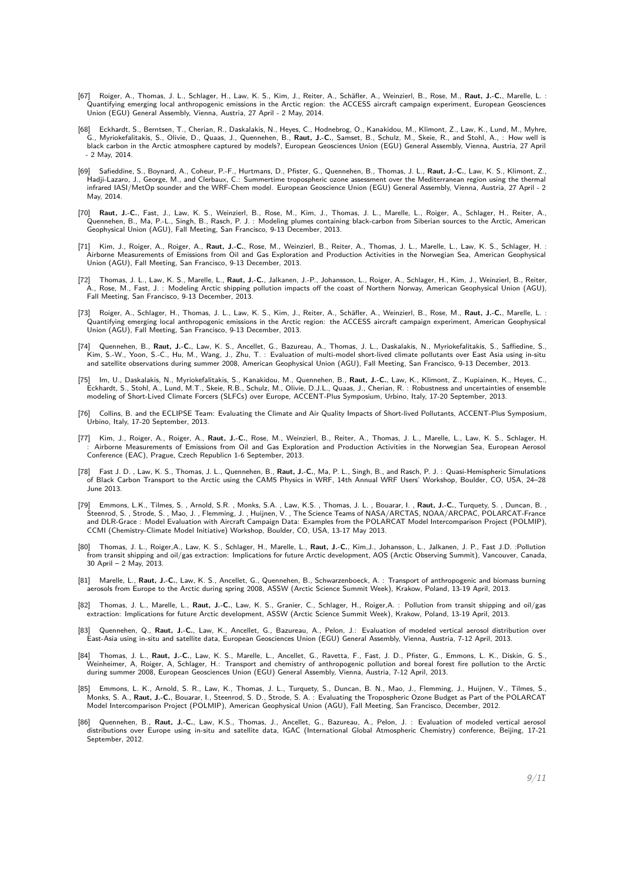[67] Roiger, A., Thomas, J. L., Schlager, H., Law, K. S., Kim, J., Reiter, A., Schäfler, A., Weinzierl, B., Rose, M., **Raut, J.-C.**, Marelle, L. : Quantifying emerging local anthropogenic emissions in the Arctic region: the ACCESS aircraft campaign experiment, European Geosciences Union (EGU) General Assembly, Vienna, Austria, 27 April - 2 May, 2014.

[68] Eckhardt, S., Berntsen, T., Cherian, R., Daskalakis, N., Heyes, C., Hodnebrog, O., Kanakidou, M., Klimont, Z., Law, K., Lund, M., Myhre, G., Myriokefalitakis, S., Olivie, D., Quaas, J., Quennehen, B., **Raut, J.-C.**, Samset, B., Schulz, M., Skeie, R., and Stohl, A., : How well is black carbon in the Arctic atmosphere captured by models?, European Geosciences Union (EGU) General Assembly, Vienna, Austria, 27 April - 2 May, 2014.

[69] Safieddine, S., Boynard, A., Coheur, P.-F., Hurtmans, D., Pfister, G., Quennehen, B., Thomas, J. L., **Raut, J.-C.**, Law, K. S., Klimont, Z., Hadji-Lazaro, J., George, M., and Clerbaux, C.: Summertime tropospheric ozone assessment over the Mediterranean region using the thermal infrared IASI/MetOp sounder and the WRF-Chem model. European Geoscience Union (EGU) General Assembly, Vienna, Austria, 27 April - 2 May, 2014.

[70] **Raut, J.-C.**, Fast, J., Law, K. S., Weinzierl, B., Rose, M., Kim, J., Thomas, J. L., Marelle, L., Roiger, A., Schlager, H., Reiter, A., Quennehen, B., Ma, P.-L., Singh, B., Rasch, P. J. : Modeling plumes containing black-carbon from Siberian sources to the Arctic, American Geophysical Union (AGU), Fall Meeting, San Francisco, 9-13 December, 2013.

[71] Kim, J., Roiger, A., Roiger, A., **Raut, J.-C.**, Rose, M., Weinzierl, B., Reiter, A., Thomas, J. L., Marelle, L., Law, K. S., Schlager, H. : Airborne Measurements of Emissions from Oil and Gas Exploration and Production Activities in the Norwegian Sea, American Geophysical Union (AGU), Fall Meeting, San Francisco, 9-13 December, 2013.

[72] Thomas, J. L., Law, K. S., Marelle, L., **Raut, J.-C.**, Jalkanen, J.-P., Johansson, L., Roiger, A., Schlager, H., Kim, J., Weinzierl, B., Reiter, A., Rose, M., Fast, J. : Modeling Arctic shipping pollution impacts off the coast of Northern Norway, American Geophysical Union (AGU), Fall Meeting, San Francisco, 9-13 December, 2013.

[73] Roiger, A., Schlager, H., Thomas, J. L., Law, K. S., Kim, J., Reiter, A., Schäfler, A., Weinzierl, B., Rose, M., **Raut, J.-C.**, Marelle, L. : Quantifying emerging local anthropogenic emissions in the Arctic region: the ACCESS aircraft campaign experiment, American Geophysical Union (AGU), Fall Meeting, San Francisco, 9-13 December, 2013.

[74] Quennehen, B., **Raut, J.-C.**, Law, K. S., Ancellet, G., Bazureau, A., Thomas, J. L., Daskalakis, N., Myriokefalitakis, S., Saffiedine, S., Kim, S.-W., Yoon, S.-C., Hu, M., Wang, J., Zhu, T. : Evaluation of multi-model short-lived climate pollutants over East Asia using in-situ and satellite observations during summer 2008, American Geophysical Union (AGU), Fall Meeting, San Francisco, 9-13 December, 2013.

[75] Im, U., Daskalakis, N., Myriokefalitakis, S., Kanakidou, M., Quennehen, B., **Raut, J.-C.**, Law, K., Klimont, Z., Kupiainen, K., Heyes, C., Eckhardt, S., Stohl, A., Lund, M.T., Skeie, R.B., Schulz, M., Olivie, D.J.L., Quaas, J., Cherian, R. : Robustness and uncertainties of ensemble modeling of Short-Lived Climate Forcers (SLFCs) over Europe, ACCENT-Plus Symposium, Urbino, Italy, 17-20 September, 2013.

[76] Collins, B. and the ECLIPSE Team: Evaluating the Climate and Air Quality Impacts of Short-lived Pollutants, ACCENT-Plus Symposium, Urbino, Italy, 17-20 September, 2013.

[77] Kim, J., Roiger, A., Roiger, A., **Raut, J.-C.**, Rose, M., Weinzierl, B., Reiter, A., Thomas, J. L., Marelle, L., Law, K. S., Schlager, H. : Airborne Measurements of Emissions from Oil and Gas Exploration and Production Activities in the Norwegian Sea, European Aerosol Conference (EAC), Prague, Czech Republicn 1-6 September, 2013.

[78] Fast J. D. , Law, K. S., Thomas, J. L., Quennehen, B., **Raut, J.-C.**, Ma, P. L., Singh, B., and Rasch, P. J. : Quasi-Hemispheric Simulations of Black Carbon Transport to the Arctic using the CAM5 Physics in WRF, 14th Annual WRF Users' Workshop, Boulder, CO, USA, 24–28 June 2013.

[79] Emmons, L.K., Tilmes, S. , Arnold, S.R. , Monks, S.A. , Law, K.S. , Thomas, J. L. , Bouarar, I. , **Raut, J.-C.**, Turquety, S. , Duncan, B. , Steenrod, S. , Strode, S. , Mao, J. , Flemming, J. , Huijnen, V. , The Science Teams of NASA/ARCTAS, NOAA/ARCPAC, POLARCAT-France and DLR-Grace : Model Evaluation with Aircraft Campaign Data: Examples from the POLARCAT Model Intercomparison Project (POLMIP), CCMI (Chemistry-Climate Model Initiative) Workshop, Boulder, CO, USA, 13-17 May 2013.

[80] Thomas, J. L., Roiger,A., Law, K. S., Schlager, H., Marelle, L., **Raut, J.-C.**, Kim,J., Johansson, L., Jalkanen, J. P., Fast J.D. :Pollution from transit shipping and oil/gas extraction: Implications for future Arctic development, AOS (Arctic Observing Summit), Vancouver, Canada, 30 April – 2 May, 2013.

[81] Marelle, L., **Raut, J.-C.**, Law, K. S., Ancellet, G., Quennehen, B., Schwarzenboeck, A. : Transport of anthropogenic and biomass burning aerosols from Europe to the Arctic during spring 2008, ASSW (Arctic Science Summit Week), Krakow, Poland, 13-19 April, 2013.

[82] Thomas, J. L., Marelle, L., **Raut, J.-C.**, Law, K. S., Granier, C., Schlager, H., Roiger,A. : Pollution from transit shipping and oil/gas extraction: Implications for future Arctic development, ASSW (Arctic Science Summit Week), Krakow, Poland, 13-19 April, 2013.

[83] Quennehen, Q., **Raut, J.-C.**, Law, K., Ancellet, G., Bazureau, A., Pelon, J.: Evaluation of modeled vertical aerosol distribution over East-Asia using in-situ and satellite data, European Geosciences Union (EGU) General Assembly, Vienna, Austria, 7-12 April, 2013.

[84] Thomas, J. L., **Raut, J.-C.**, Law, K. S., Marelle, L., Ancellet, G., Ravetta, F., Fast, J. D., Pfister, G., Emmons, L. K., Diskin, G. S., Weinheimer, A, Roiger, A, Schlager, H.: Transport and chemistry of anthropogenic pollution and boreal forest fire pollution to the Arctic during summer 2008, European Geosciences Union (EGU) General Assembly, Vienna, Austria, 7-12 April, 2013.

[85] Emmons, L. K., Arnold, S. R., Law, K., Thomas, J. L., Turquety, S., Duncan, B. N., Mao, J., Flemming, J., Huijnen, V., Tilmes, S., Monks, S. A., **Raut, J.-C.**, Bouarar, I., Steenrod, S. D., Strode, S. A. : Evaluating the Tropospheric Ozone Budget as Part of the POLARCAT Model Intercomparison Project (POLMIP), American Geophysical Union (AGU), Fall Meeting, San Francisco, December, 2012.

[86] Quennehen, B., **Raut, J.-C.**, Law, K.S., Thomas, J., Ancellet, G., Bazureau, A., Pelon, J. : Evaluation of modeled vertical aerosol distributions over Europe using in-situ and satellite data, IGAC (International Global Atmospheric Chemistry) conference, Beijing, 17-21 September, 2012.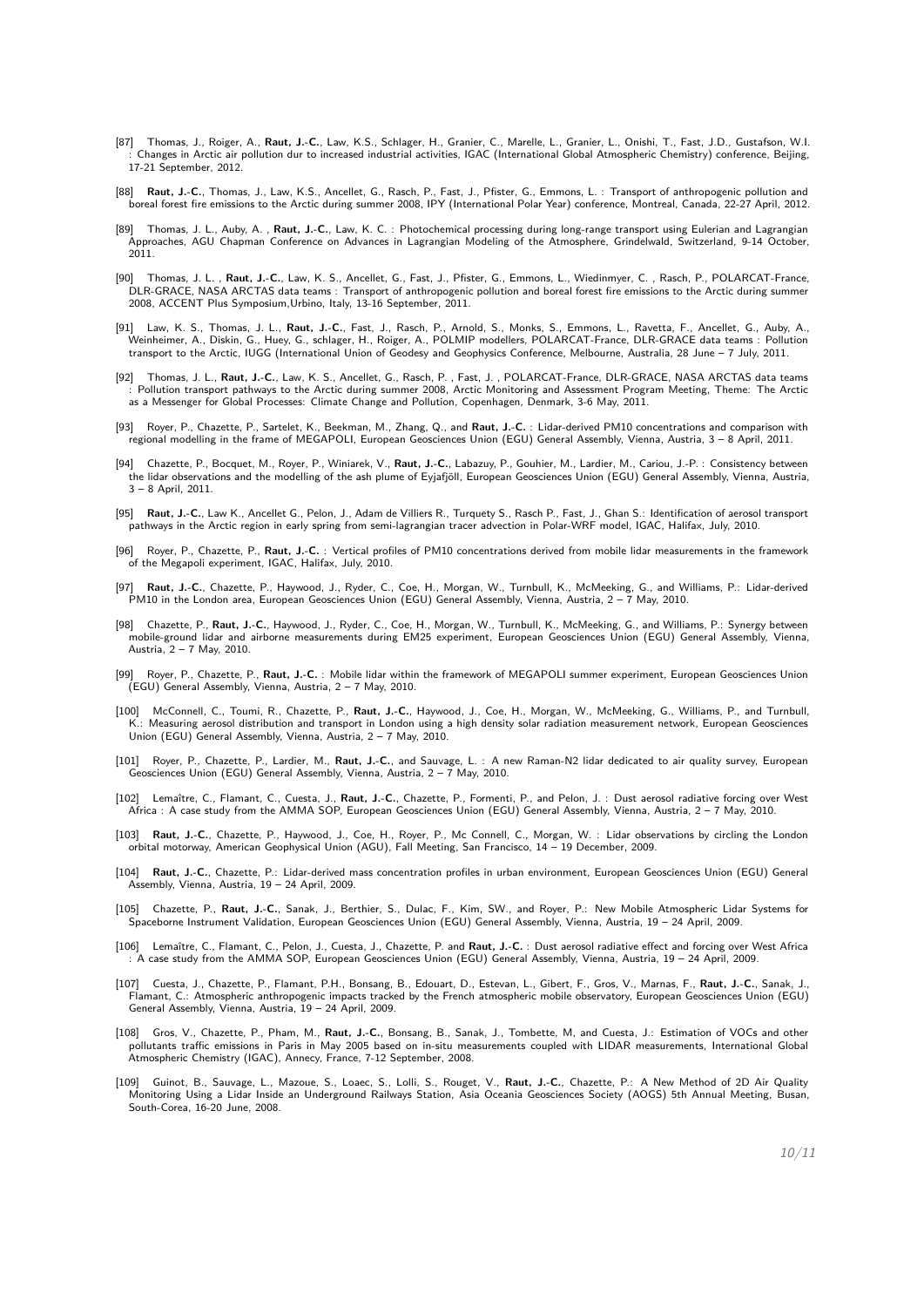[87] Thomas, J., Roiger, A., **Raut, J.-C.**, Law, K.S., Schlager, H., Granier, C., Marelle, L., Granier, L., Onishi, T., Fast, J.D., Gustafson, W.I. : Changes in Arctic air pollution dur to increased industrial activities, IGAC (International Global Atmospheric Chemistry) conference, Beijing, 17-21 September, 2012.

[88] **Raut, J.-C.**, Thomas, J., Law, K.S., Ancellet, G., Rasch, P., Fast, J., Pfister, G., Emmons, L. : Transport of anthropogenic pollution and boreal forest fire emissions to the Arctic during summer 2008, IPY (International Polar Year) conference, Montreal, Canada, 22-27 April, 2012.

[89] Thomas, J. L., Auby, A. , **Raut, J.-C.**, Law, K. C. : Photochemical processing during long-range transport using Eulerian and Lagrangian Approaches, AGU Chapman Conference on Advances in Lagrangian Modeling of the Atmosphere, Grindelwald, Switzerland, 9-14 October, 2011.

[90] Thomas, J. L. , **Raut, J.-C.**, Law, K. S., Ancellet, G., Fast, J., Pfister, G., Emmons, L., Wiedinmyer, C. , Rasch, P., POLARCAT-France, DLR-GRACE, NASA ARCTAS data teams : Transport of anthropogenic pollution and boreal forest fire emissions to the Arctic during summer 2008, ACCENT Plus Symposium,Urbino, Italy, 13-16 September, 2011.

[91] Law, K. S., Thomas, J. L., **Raut, J.-C.**, Fast, J., Rasch, P., Arnold, S., Monks, S., Emmons, L., Ravetta, F., Ancellet, G., Auby, A., Weinheimer, A., Diskin, G., Huey, G., schlager, H., Roiger, A., POLMIP modellers, POLARCAT-France, DLR-GRACE data teams : Pollution transport to the Arctic, IUGG (International Union of Geodesy and Geophysics Conference, Melbourne, Australia, 28 June – 7 July, 2011.

[92] Thomas, J. L., **Raut, J.-C.**, Law, K. S., Ancellet, G., Rasch, P. , Fast, J. , POLARCAT-France, DLR-GRACE, NASA ARCTAS data teams : Pollution transport pathways to the Arctic during summer 2008, Arctic Monitoring and Assessment Program Meeting, Theme: The Arctic as a Messenger for Global Processes: Climate Change and Pollution, Copenhagen, Denmark, 3-6 May, 2011.

[93] Royer, P., Chazette, P., Sartelet, K., Beekman, M., Zhang, Q., and **Raut, J.-C.** : Lidar-derived PM10 concentrations and comparison with regional modelling in the frame of MEGAPOLI, European Geosciences Union (EGU) General Assembly, Vienna, Austria, 3 – 8 April, 2011.

[94] Chazette, P., Bocquet, M., Royer, P., Winiarek, V., **Raut, J.-C.**, Labazuy, P., Gouhier, M., Lardier, M., Cariou, J.-P. : Consistency between the lidar observations and the modelling of the ash plume of Eyjafjöll, European Geosciences Union (EGU) General Assembly, Vienna, Austria, 3 – 8 April, 2011.

[95] **Raut, J.-C.**, Law K., Ancellet G., Pelon, J., Adam de Villiers R., Turquety S., Rasch P., Fast, J., Ghan S.: Identification of aerosol transport pathways in the Arctic region in early spring from semi-lagrangian tracer advection in Polar-WRF model, IGAC, Halifax, July, 2010.

[96] Royer, P., Chazette, P., **Raut, J.-C.** : Vertical profiles of PM10 concentrations derived from mobile lidar measurements in the framework of the Megapoli experiment, IGAC, Halifax, July, 2010.

[97] **Raut, J.-C.**, Chazette, P., Haywood, J., Ryder, C., Coe, H., Morgan, W., Turnbull, K., McMeeking, G., and Williams, P.: Lidar-derived PM10 in the London area, European Geosciences Union (EGU) General Assembly, Vienna, Austria, 2 – 7 May, 2010.

[98] Chazette, P., **Raut, J.-C.**, Haywood, J., Ryder, C., Coe, H., Morgan, W., Turnbull, K., McMeeking, G., and Williams, P.: Synergy between mobile-ground lidar and airborne measurements during EM25 experiment, European Geosciences Union (EGU) General Assembly, Vienna, Austria, 2 – 7 May, 2010.

[99] Royer, P., Chazette, P., **Raut, J.-C.** : Mobile lidar within the framework of MEGAPOLI summer experiment, European Geosciences Union (EGU) General Assembly, Vienna, Austria, 2 – 7 May, 2010.

[100] McConnell, C., Toumi, R., Chazette, P., **Raut, J.-C.**, Haywood, J., Coe, H., Morgan, W., McMeeking, G., Williams, P., and Turnbull, K.: Measuring aerosol distribution and transport in London using a high density solar radiation measurement network, European Geosciences Union (EGU) General Assembly, Vienna, Austria, 2 – 7 May, 2010.

[101] Royer, P., Chazette, P., Lardier, M., **Raut, J.-C.**, and Sauvage, L. : A new Raman-N2 lidar dedicated to air quality survey, European Geosciences Union (EGU) General Assembly, Vienna, Austria, 2 – 7 May, 2010.

[102] Lemaître, C., Flamant, C., Cuesta, J., **Raut, J.-C.**, Chazette, P., Formenti, P., and Pelon, J. : Dust aerosol radiative forcing over West Africa : A case study from the AMMA SOP, European Geosciences Union (EGU) General Assembly, Vienna, Austria, 2 – 7 May, 2010.

[103] **Raut, J.-C.**, Chazette, P., Haywood, J., Coe, H., Royer, P., Mc Connell, C., Morgan, W. : Lidar observations by circling the London orbital motorway, American Geophysical Union (AGU), Fall Meeting, San Francisco, 14 – 19 December, 2009.

[104] **Raut, J.-C.**, Chazette, P.: Lidar-derived mass concentration profiles in urban environment, European Geosciences Union (EGU) General Assembly, Vienna, Austria, 19 – 24 April, 2009.

[105] Chazette, P., **Raut, J.-C.**, Sanak, J., Berthier, S., Dulac, F., Kim, SW., and Royer, P.: New Mobile Atmospheric Lidar Systems for Spaceborne Instrument Validation, European Geosciences Union (EGU) General Assembly, Vienna, Austria, 19 – 24 April, 2009.

[106] Lemaître, C., Flamant, C., Pelon, J., Cuesta, J., Chazette, P. and **Raut, J.-C.** : Dust aerosol radiative effect and forcing over West Africa : A case study from the AMMA SOP, European Geosciences Union (EGU) General Assembly, Vienna, Austria, 19 – 24 April, 2009.

[107] Cuesta, J., Chazette, P., Flamant, P.H., Bonsang, B., Edouart, D., Estevan, L., Gibert, F., Gros, V., Marnas, F., **Raut, J.-C.**, Sanak, J., Flamant, C.: Atmospheric anthropogenic impacts tracked by the French atmospheric mobile observatory, European Geosciences Union (EGU) General Assembly, Vienna, Austria, 19 – 24 April, 2009.

[108] Gros, V., Chazette, P., Pham, M., **Raut, J.-C.**, Bonsang, B., Sanak, J., Tombette, M, and Cuesta, J.: Estimation of VOCs and other pollutants traffic emissions in Paris in May 2005 based on in-situ measurements coupled with LIDAR measurements, International Global Atmospheric Chemistry (IGAC), Annecy, France, 7-12 September, 2008.

[109] Guinot, B., Sauvage, L., Mazoue, S., Loaec, S., Lolli, S., Rouget, V., **Raut, J.-C.**, Chazette, P.: A New Method of 2D Air Quality Monitoring Using a Lidar Inside an Underground Railways Station, Asia Oceania Geosciences Society (AOGS) 5th Annual Meeting, Busan, South-Corea, 16-20 June, 2008.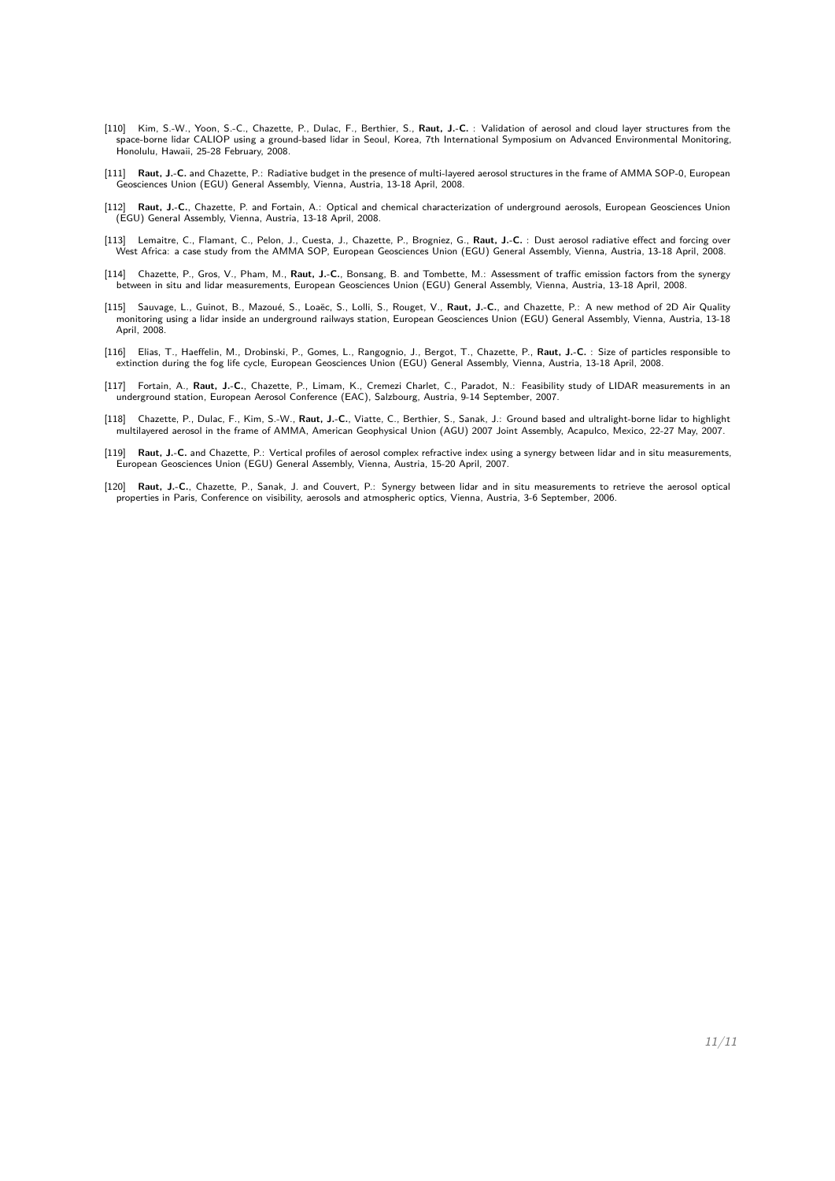[110] Kim, S.-W., Yoon, S.-C., Chazette, P., Dulac, F., Berthier, S., **Raut, J.-C.** : Validation of aerosol and cloud layer structures from the space-borne lidar CALIOP using a ground-based lidar in Seoul, Korea, 7th International Symposium on Advanced Environmental Monitoring, Honolulu, Hawaii, 25-28 February, 2008.

[111] **Raut, J.-C.** and Chazette, P.: Radiative budget in the presence of multi-layered aerosol structures in the frame of AMMA SOP-0, European Geosciences Union (EGU) General Assembly, Vienna, Austria, 13-18 April, 2008.

[112] **Raut, J.-C.**, Chazette, P. and Fortain, A.: Optical and chemical characterization of underground aerosols, European Geosciences Union (EGU) General Assembly, Vienna, Austria, 13-18 April, 2008.

[113] Lemaitre, C., Flamant, C., Pelon, J., Cuesta, J., Chazette, P., Brogniez, G., **Raut, J.-C.** : Dust aerosol radiative effect and forcing over West Africa: a case study from the AMMA SOP, European Geosciences Union (EGU) General Assembly, Vienna, Austria, 13-18 April, 2008.

[114] Chazette, P., Gros, V., Pham, M., **Raut, J.-C.**, Bonsang, B. and Tombette, M.: Assessment of traffic emission factors from the synergy between in situ and lidar measurements, European Geosciences Union (EGU) General Assembly, Vienna, Austria, 13-18 April, 2008.

[115] Sauvage, L., Guinot, B., Mazoué, S., Loaëc, S., Lolli, S., Rouget, V., **Raut, J.-C.**, and Chazette, P.: A new method of 2D Air Quality monitoring using a lidar inside an underground railways station, European Geosciences Union (EGU) General Assembly, Vienna, Austria, 13-18 April, 2008.

[116] Elias, T., Haeffelin, M., Drobinski, P., Gomes, L., Rangognio, J., Bergot, T., Chazette, P., **Raut, J.-C.** : Size of particles responsible to extinction during the fog life cycle, European Geosciences Union (EGU) General Assembly, Vienna, Austria, 13-18 April, 2008.

[117] Fortain, A., **Raut, J.-C.**, Chazette, P., Limam, K., Cremezi Charlet, C., Paradot, N.: Feasibility study of LIDAR measurements in an underground station, European Aerosol Conference (EAC), Salzbourg, Austria, 9-14 September, 2007.

[118] Chazette, P., Dulac, F., Kim, S.-W., **Raut, J.-C.**, Viatte, C., Berthier, S., Sanak, J.: Ground based and ultralight-borne lidar to highlight multilayered aerosol in the frame of AMMA, American Geophysical Union (AGU) 2007 Joint Assembly, Acapulco, Mexico, 22-27 May, 2007.

[119] **Raut, J.-C.** and Chazette, P.: Vertical profiles of aerosol complex refractive index using a synergy between lidar and in situ measurements, European Geosciences Union (EGU) General Assembly, Vienna, Austria, 15-20 April, 2007.

[120] **Raut, J.-C.**, Chazette, P., Sanak, J. and Couvert, P.: Synergy between lidar and in situ measurements to retrieve the aerosol optical properties in Paris, Conference on visibility, aerosols and atmospheric optics, Vienna, Austria, 3-6 September, 2006.